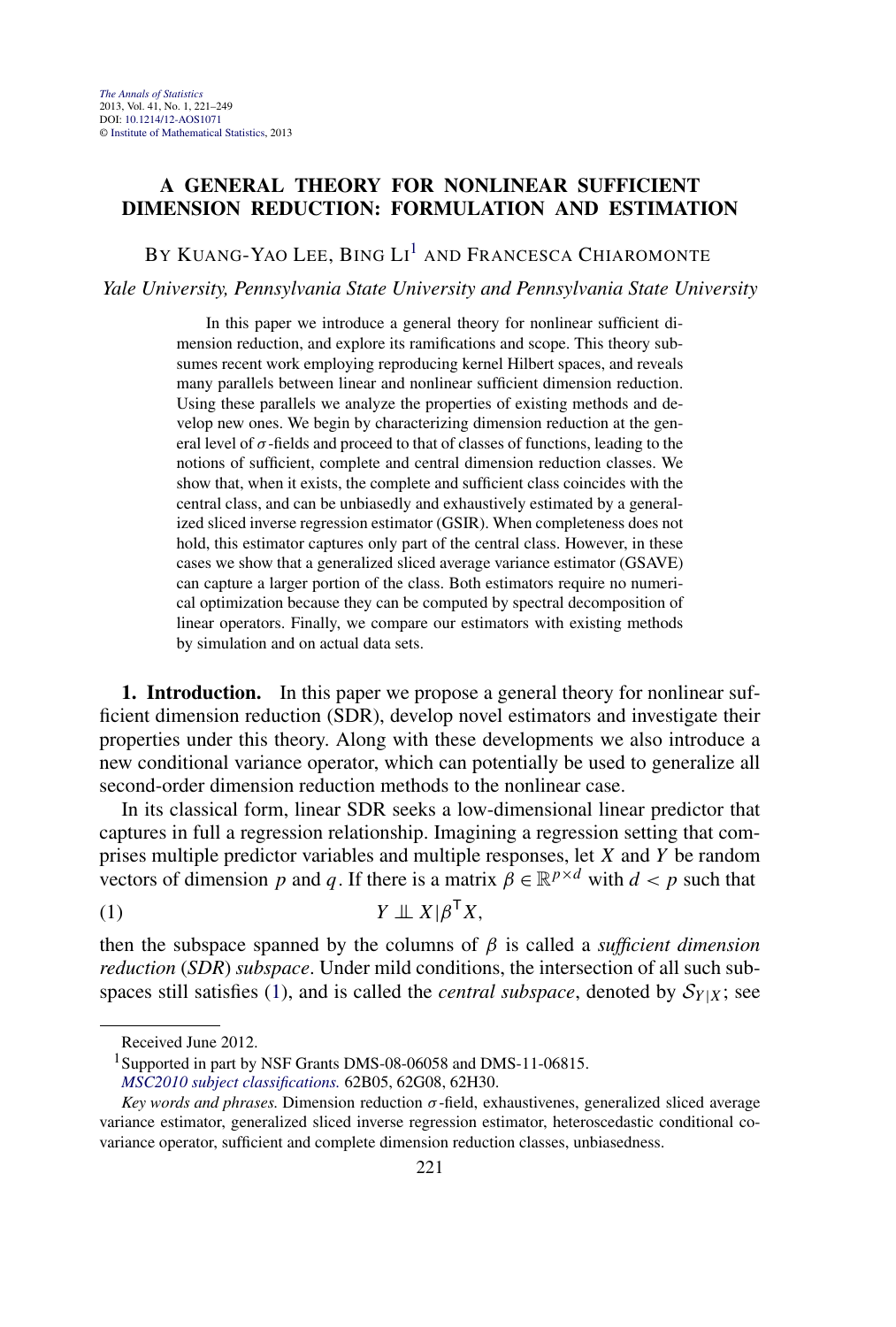# A GENERAL THEORY FOR NONLINEAR SUFFICIENT DIMENSION REDUCTION: FORMULATION AND ESTIMATION

BY KUANG-YAO LEE, BING LI[1] AND FRANCESCA CHIAROMONTE

*Yale University, Pennsylvania State University and Pennsylvania State University*

In this paper we introduce a general theory for nonlinear sufficient dimension reduction, and explore its ramifications and scope. This theory subsumes recent work employing reproducing kernel Hilbert spaces, and reveals many parallels between linear and nonlinear sufficient dimension reduction. Using these parallels we analyze the properties of existing methods and develop new ones. We begin by characterizing dimension reduction at the general level of $\sigma$-fields and proceed to that of classes of functions, leading to the notions of sufficient, complete and central dimension reduction classes. We show that, when it exists, the complete and sufficient class coincides with the central class, and can be unbiasedly and exhaustively estimated by a generalized sliced inverse regression estimator (GSIR). When completeness does not hold, this estimator captures only part of the central class. However, in these cases we show that a generalized sliced average variance estimator (GSAVE) can capture a larger portion of the class. Both estimators require no numerical optimization because they can be computed by spectral decomposition of linear operators. Finally, we compare our estimators with existing methods by simulation and on actual data sets.

**1. Introduction.** In this paper we propose a general theory for nonlinear sufficient dimension reduction (SDR), develop novel estimators and investigate their properties under this theory. Along with these developments we also introduce a new conditional variance operator, which can potentially be used to generalize all second-order dimension reduction methods to the nonlinear case.

In its classical form, linear SDR seeks a low-dimensional linear predictor that captures in full a regression relationship. Imagining a regression setting that comprises multiple predictor variables and multiple responses, let $X$ and $Y$ be random vectors of dimension $p$ and $q$. If there is a matrix $\beta \in \mathbb{R}^{p \times d}$ with $d < p$ such that

$$Y \perp\!\!\!\perp X | \beta^{\mathsf{T}} X, \tag{1}$$

then the subspace spanned by the columns of $\beta$ is called a *sufficient dimension reduction* (*SDR*) *subspace*. Under mild conditions, the intersection of all such subspaces still satisfies (1), and is called the *central subspace*, denoted by $\mathcal{S}_{Y|X}$; see

---

Received June 2012.

[1] Supported in part by NSF Grants DMS-08-06058 and DMS-11-06815.

*MSC2010 subject classifications.* 62B05, 62G08, 62H30.

*Key words and phrases.* Dimension reduction $\sigma$-field, exhaustivenes, generalized sliced average variance estimator, generalized sliced inverse regression estimator, heteroscedastic conditional covariance operator, sufficient and complete dimension reduction classes, unbiasedness.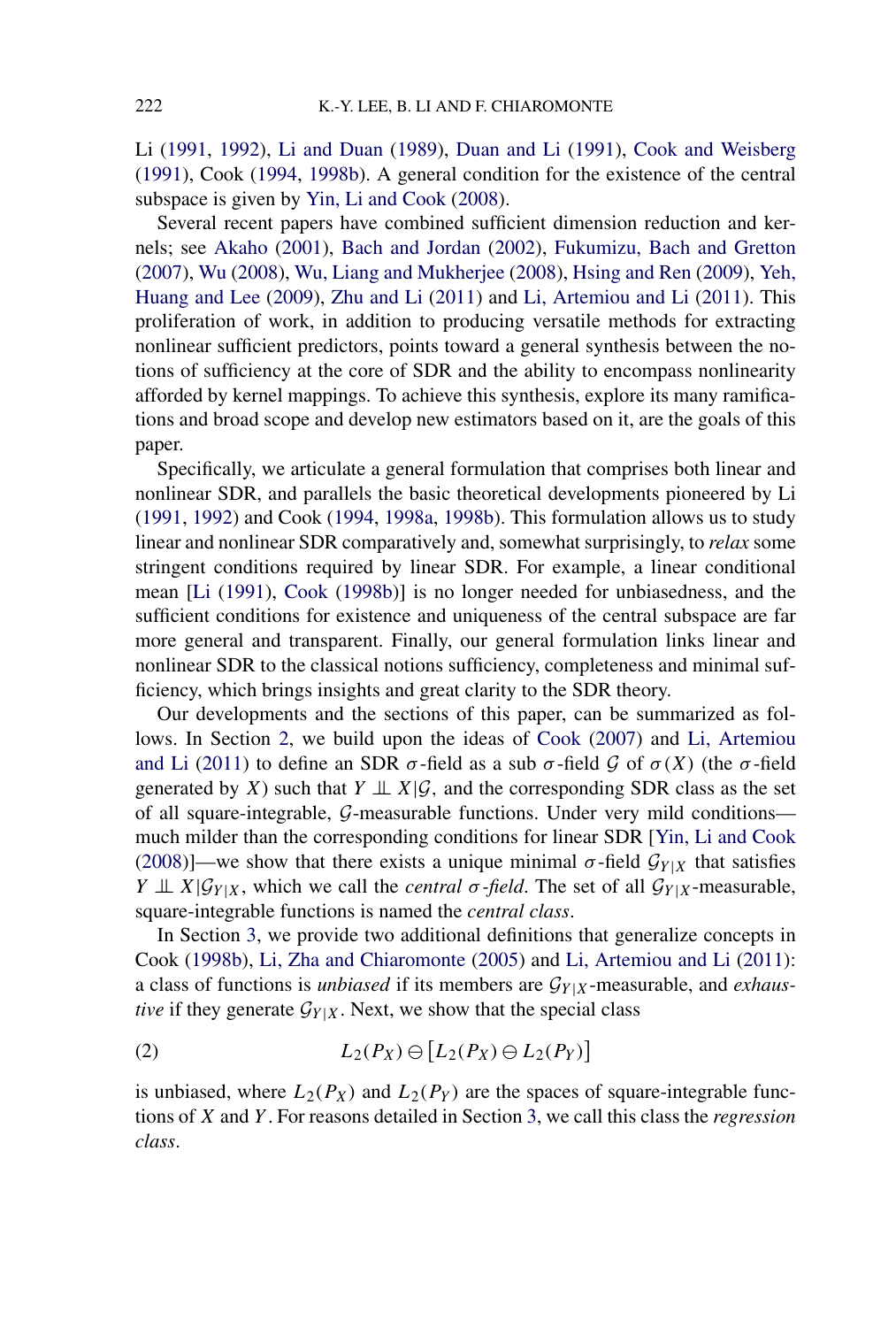Li (1991, 1992), Li and Duan (1989), Duan and Li (1991), Cook and Weisberg (1991), Cook (1994, 1998b). A general condition for the existence of the central subspace is given by Yin, Li and Cook (2008).

Several recent papers have combined sufficient dimension reduction and kernels; see Akaho (2001), Bach and Jordan (2002), Fukumizu, Bach and Gretton (2007), Wu (2008), Wu, Liang and Mukherjee (2008), Hsing and Ren (2009), Yeh, Huang and Lee (2009), Zhu and Li (2011) and Li, Artemiou and Li (2011). This proliferation of work, in addition to producing versatile methods for extracting nonlinear sufficient predictors, points toward a general synthesis between the notions of sufficiency at the core of SDR and the ability to encompass nonlinearity afforded by kernel mappings. To achieve this synthesis, explore its many ramifications and broad scope and develop new estimators based on it, are the goals of this paper.

Specifically, we articulate a general formulation that comprises both linear and nonlinear SDR, and parallels the basic theoretical developments pioneered by Li (1991, 1992) and Cook (1994, 1998a, 1998b). This formulation allows us to study linear and nonlinear SDR comparatively and, somewhat surprisingly, to *relax* some stringent conditions required by linear SDR. For example, a linear conditional mean [Li (1991), Cook (1998b)] is no longer needed for unbiasedness, and the sufficient conditions for existence and uniqueness of the central subspace are far more general and transparent. Finally, our general formulation links linear and nonlinear SDR to the classical notions sufficiency, completeness and minimal sufficiency, which brings insights and great clarity to the SDR theory.

Our developments and the sections of this paper, can be summarized as follows. In Section 2, we build upon the ideas of Cook (2007) and Li, Artemiou and Li (2011) to define an SDR $\sigma$-field as a sub $\sigma$-field $\mathcal{G}$ of $\sigma(X)$ (the $\sigma$-field generated by $X$) such that $Y \perp\!\!\!\perp X|\mathcal{G}$, and the corresponding SDR class as the set of all square-integrable, $\mathcal{G}$-measurable functions. Under very mild conditions—much milder than the corresponding conditions for linear SDR [Yin, Li and Cook (2008)]—we show that there exists a unique minimal $\sigma$-field $\mathcal{G}_{Y|X}$ that satisfies $Y \perp\!\!\!\perp X|\mathcal{G}_{Y|X}$, which we call the *central $\sigma$-field*. The set of all $\mathcal{G}_{Y|X}$-measurable, square-integrable functions is named the *central class*.

In Section 3, we provide two additional definitions that generalize concepts in Cook (1998b), Li, Zha and Chiaromonte (2005) and Li, Artemiou and Li (2011): a class of functions is *unbiased* if its members are $\mathcal{G}_{Y|X}$-measurable, and *exhaustive* if they generate $\mathcal{G}_{Y|X}$. Next, we show that the special class

$$
L_2(P_X) \ominus \left[L_2(P_X) \ominus L_2(P_Y)\right] \tag{2}
$$

is unbiased, where $L_2(P_X)$ and $L_2(P_Y)$ are the spaces of square-integrable functions of $X$ and $Y$. For reasons detailed in Section 3, we call this class the *regression class*.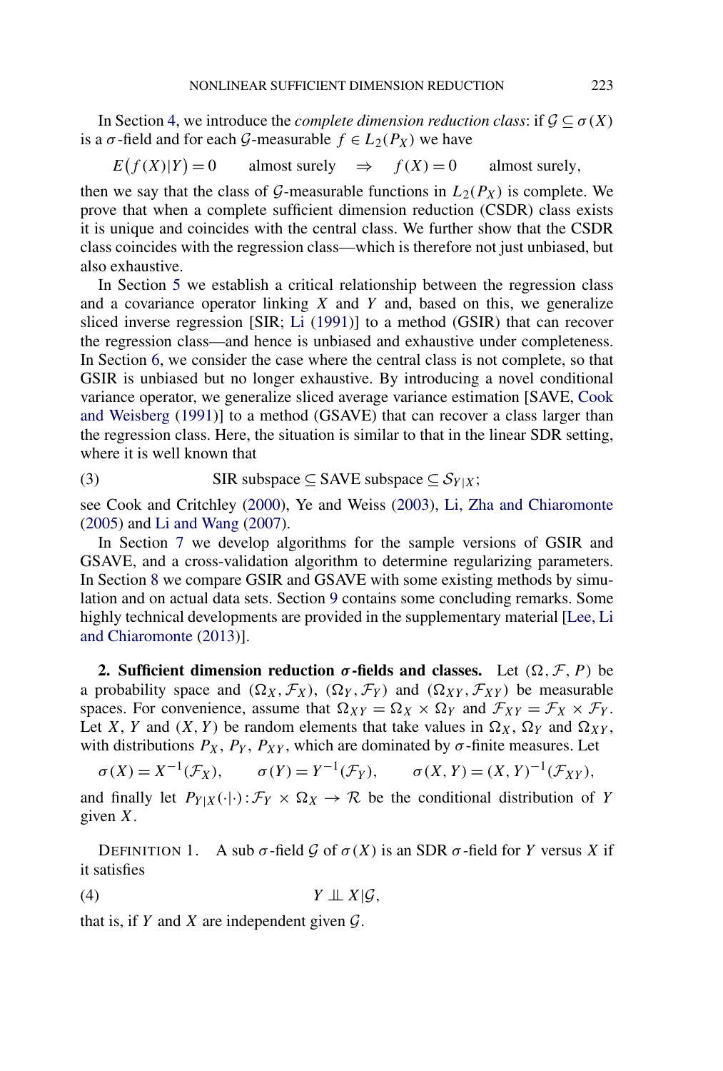In Section 4, we introduce the *complete dimension reduction class*: if $\mathcal{G} \subseteq \sigma(X)$ is a $\sigma$-field and for each $\mathcal{G}$-measurable $f \in L_2(P_X)$ we have

$$E(f(X)|Y) = 0 \qquad \text{almost surely} \quad \Rightarrow \quad f(X) = 0 \qquad \text{almost surely},$$

then we say that the class of $\mathcal{G}$-measurable functions in $L_2(P_X)$ is complete. We prove that when a complete sufficient dimension reduction (CSDR) class exists it is unique and coincides with the central class. We further show that the CSDR class coincides with the regression class—which is therefore not just unbiased, but also exhaustive.

In Section 5 we establish a critical relationship between the regression class and a covariance operator linking $X$ and $Y$ and, based on this, we generalize sliced inverse regression [SIR; Li (1991)] to a method (GSIR) that can recover the regression class—and hence is unbiased and exhaustive under completeness. In Section 6, we consider the case where the central class is not complete, so that GSIR is unbiased but no longer exhaustive. By introducing a novel conditional variance operator, we generalize sliced average variance estimation [SAVE, Cook and Weisberg (1991)] to a method (GSAVE) that can recover a class larger than the regression class. Here, the situation is similar to that in the linear SDR setting, where it is well known that

$$\text{SIR subspace} \subseteq \text{SAVE subspace} \subseteq \mathcal{S}_{Y|X}; \tag{3}$$

see Cook and Critchley (2000), Ye and Weiss (2003), Li, Zha and Chiaromonte (2005) and Li and Wang (2007).

In Section 7 we develop algorithms for the sample versions of GSIR and GSAVE, and a cross-validation algorithm to determine regularizing parameters. In Section 8 we compare GSIR and GSAVE with some existing methods by simulation and on actual data sets. Section 9 contains some concluding remarks. Some highly technical developments are provided in the supplementary material [Lee, Li and Chiaromonte (2013)].

## 2. Sufficient dimension reduction $\sigma$-fields and classes.

Let $(\Omega, \mathcal{F}, P)$ be a probability space and $(\Omega_X, \mathcal{F}_X)$, $(\Omega_Y, \mathcal{F}_Y)$ and $(\Omega_{XY}, \mathcal{F}_{XY})$ be measurable spaces. For convenience, assume that $\Omega_{XY} = \Omega_X \times \Omega_Y$ and $\mathcal{F}_{XY} = \mathcal{F}_X \times \mathcal{F}_Y$. Let $X$, $Y$ and $(X, Y)$ be random elements that take values in $\Omega_X$, $\Omega_Y$ and $\Omega_{XY}$, with distributions $P_X$, $P_Y$, $P_{XY}$, which are dominated by $\sigma$-finite measures. Let

$$\sigma(X) = X^{-1}(\mathcal{F}_X), \qquad \sigma(Y) = Y^{-1}(\mathcal{F}_Y), \qquad \sigma(X, Y) = (X, Y)^{-1}(\mathcal{F}_{XY}),$$

and finally let $P_{Y|X}(\cdot|\cdot): \mathcal{F}_Y \times \Omega_X \to \mathcal{R}$ be the conditional distribution of $Y$ given $X$.

DEFINITION 1. A sub $\sigma$-field $\mathcal{G}$ of $\sigma(X)$ is an SDR $\sigma$-field for $Y$ versus $X$ if it satisfies

$$Y \perp\!\!\!\perp X|\mathcal{G}, \tag{4}$$

that is, if $Y$ and $X$ are independent given $\mathcal{G}$.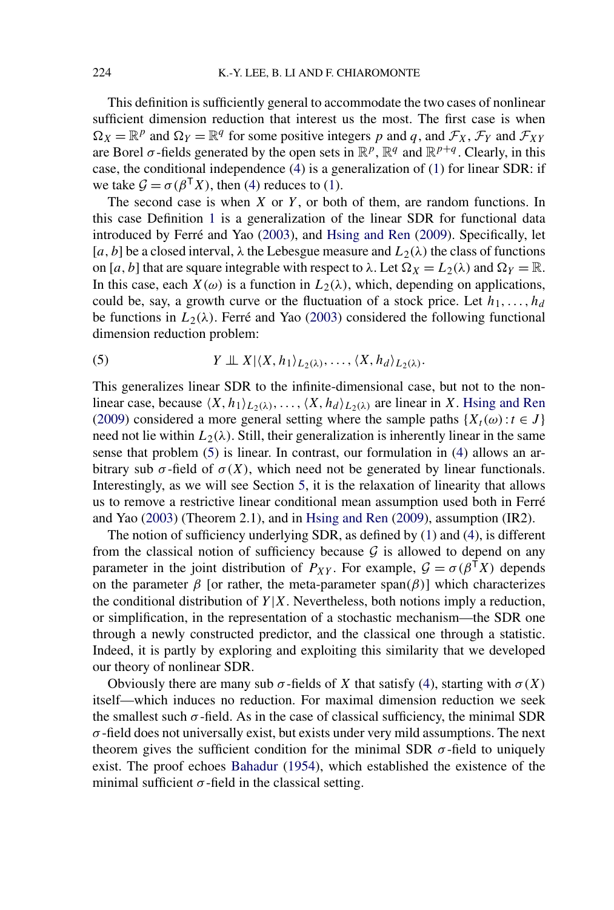This definition is sufficiently general to accommodate the two cases of nonlinear sufficient dimension reduction that interest us the most. The first case is when $\Omega_X = \mathbb{R}^p$ and $\Omega_Y = \mathbb{R}^q$ for some positive integers $p$ and $q$, and $\mathcal{F}_X$, $\mathcal{F}_Y$ and $\mathcal{F}_{XY}$ are Borel $\sigma$-fields generated by the open sets in $\mathbb{R}^p$, $\mathbb{R}^q$ and $\mathbb{R}^{p+q}$. Clearly, in this case, the conditional independence (4) is a generalization of (1) for linear SDR: if we take $\mathcal{G} = \sigma(\beta^{\mathsf{T}} X)$, then (4) reduces to (1).

The second case is when $X$ or $Y$, or both of them, are random functions. In this case Definition 1 is a generalization of the linear SDR for functional data introduced by Ferré and Yao (2003), and Hsing and Ren (2009). Specifically, let $[a, b]$ be a closed interval, $\lambda$ the Lebesgue measure and $L_2(\lambda)$ the class of functions on $[a, b]$ that are square integrable with respect to $\lambda$. Let $\Omega_X = L_2(\lambda)$ and $\Omega_Y = \mathbb{R}$. In this case, each $X(\omega)$ is a function in $L_2(\lambda)$, which, depending on applications, could be, say, a growth curve or the fluctuation of a stock price. Let $h_1, \ldots, h_d$ be functions in $L_2(\lambda)$. Ferré and Yao (2003) considered the following functional dimension reduction problem:

$$Y \perp\!\!\!\perp X | \langle X, h_1 \rangle_{L_2(\lambda)}, \ldots, \langle X, h_d \rangle_{L_2(\lambda)}. \tag{5}$$

This generalizes linear SDR to the infinite-dimensional case, but not to the nonlinear case, because $\langle X, h_1 \rangle_{L_2(\lambda)}, \ldots, \langle X, h_d \rangle_{L_2(\lambda)}$ are linear in $X$. Hsing and Ren (2009) considered a more general setting where the sample paths $\{X_t(\omega) : t \in J\}$ need not lie within $L_2(\lambda)$. Still, their generalization is inherently linear in the same sense that problem (5) is linear. In contrast, our formulation in (4) allows an arbitrary sub $\sigma$-field of $\sigma(X)$, which need not be generated by linear functionals. Interestingly, as we will see Section 5, it is the relaxation of linearity that allows us to remove a restrictive linear conditional mean assumption used both in Ferré and Yao (2003) (Theorem 2.1), and in Hsing and Ren (2009), assumption (IR2).

The notion of sufficiency underlying SDR, as defined by (1) and (4), is different from the classical notion of sufficiency because $\mathcal{G}$ is allowed to depend on any parameter in the joint distribution of $P_{XY}$. For example, $\mathcal{G} = \sigma(\beta^{\mathsf{T}} X)$ depends on the parameter $\beta$ [or rather, the meta-parameter span$(\beta)$] which characterizes the conditional distribution of $Y|X$. Nevertheless, both notions imply a reduction, or simplification, in the representation of a stochastic mechanism—the SDR one through a newly constructed predictor, and the classical one through a statistic. Indeed, it is partly by exploring and exploiting this similarity that we developed our theory of nonlinear SDR.

Obviously there are many sub $\sigma$-fields of $X$ that satisfy (4), starting with $\sigma(X)$ itself—which induces no reduction. For maximal dimension reduction we seek the smallest such $\sigma$-field. As in the case of classical sufficiency, the minimal SDR $\sigma$-field does not universally exist, but exists under very mild assumptions. The next theorem gives the sufficient condition for the minimal SDR $\sigma$-field to uniquely exist. The proof echoes Bahadur (1954), which established the existence of the minimal sufficient $\sigma$-field in the classical setting.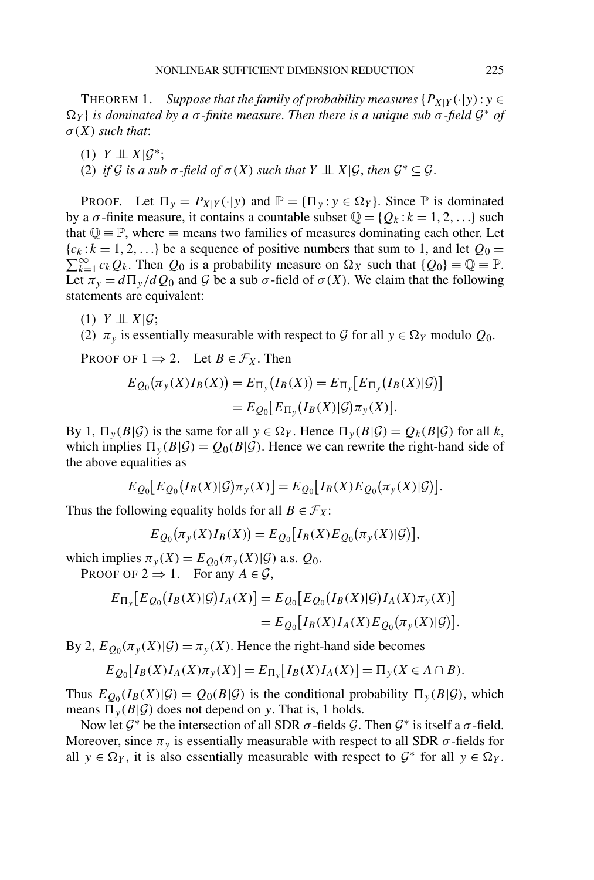THEOREM 1. *Suppose that the family of probability measures* $\{P_{X|Y}(\cdot|y) : y \in \Omega_Y\}$ *is dominated by a* $\sigma$*-finite measure. Then there is a unique sub* $\sigma$*-field* $\mathcal{G}^*$ *of* $\sigma(X)$ *such that*:

(1) $Y \perp\!\!\!\perp X|\mathcal{G}^*$;
(2) *if* $\mathcal{G}$ *is a sub* $\sigma$*-field of* $\sigma(X)$ *such that* $Y \perp\!\!\!\perp X|\mathcal{G}$, *then* $\mathcal{G}^* \subseteq \mathcal{G}$.

PROOF. Let $\Pi_y = P_{X|Y}(\cdot|y)$ and $\mathbb{P} = \{\Pi_y : y \in \Omega_Y\}$. Since $\mathbb{P}$ is dominated by a $\sigma$-finite measure, it contains a countable subset $\mathbb{Q} = \{Q_k : k = 1, 2, \ldots\}$ such that $\mathbb{Q} \equiv \mathbb{P}$, where $\equiv$ means two families of measures dominating each other. Let $\{c_k : k = 1, 2, \ldots\}$ be a sequence of positive numbers that sum to 1, and let $Q_0 = \sum_{k=1}^{\infty} c_k Q_k$. Then $Q_0$ is a probability measure on $\Omega_X$ such that $\{Q_0\} \equiv \mathbb{Q} \equiv \mathbb{P}$. Let $\pi_y = d\Pi_y/dQ_0$ and $\mathcal{G}$ be a sub $\sigma$-field of $\sigma(X)$. We claim that the following statements are equivalent:

(1) $Y \perp\!\!\!\perp X|\mathcal{G}$;
(2) $\pi_y$ is essentially measurable with respect to $\mathcal{G}$ for all $y \in \Omega_Y$ modulo $Q_0$.

PROOF OF $1 \Rightarrow 2$. Let $B \in \mathcal{F}_X$. Then

$$
\begin{aligned}
E_{Q_0}(\pi_y(X) I_B(X)) &= E_{\Pi_y}(I_B(X)) = E_{\Pi_y}[E_{\Pi_y}(I_B(X)|\mathcal{G})] \\
&= E_{Q_0}[E_{\Pi_y}(I_B(X)|\mathcal{G})\pi_y(X)].
\end{aligned}
$$

By 1, $\Pi_y(B|\mathcal{G})$ is the same for all $y \in \Omega_Y$. Hence $\Pi_y(B|\mathcal{G}) = Q_k(B|\mathcal{G})$ for all $k$, which implies $\Pi_y(B|\mathcal{G}) = Q_0(B|\mathcal{G})$. Hence we can rewrite the right-hand side of the above equalities as

$$
E_{Q_0}[E_{Q_0}(I_B(X)|\mathcal{G})\pi_y(X)] = E_{Q_0}[I_B(X) E_{Q_0}(\pi_y(X)|\mathcal{G})].
$$

Thus the following equality holds for all $B \in \mathcal{F}_X$:

$$
E_{Q_0}(\pi_y(X) I_B(X)) = E_{Q_0}[I_B(X) E_{Q_0}(\pi_y(X)|\mathcal{G})],
$$

which implies $\pi_y(X) = E_{Q_0}(\pi_y(X)|\mathcal{G})$ a.s. $Q_0$.

PROOF OF $2 \Rightarrow 1$. For any $A \in \mathcal{G}$,

$$
\begin{aligned}
E_{\Pi_y}[E_{Q_0}(I_B(X)|\mathcal{G}) I_A(X)] &= E_{Q_0}[E_{Q_0}(I_B(X)|\mathcal{G}) I_A(X)\pi_y(X)] \\
&= E_{Q_0}[I_B(X) I_A(X) E_{Q_0}(\pi_y(X)|\mathcal{G})].
\end{aligned}
$$

By 2, $E_{Q_0}(\pi_y(X)|\mathcal{G}) = \pi_y(X)$. Hence the right-hand side becomes

$$
E_{Q_0}[I_B(X) I_A(X)\pi_y(X)] = E_{\Pi_y}[I_B(X) I_A(X)] = \Pi_y(X \in A \cap B).
$$

Thus $E_{Q_0}(I_B(X)|\mathcal{G}) = Q_0(B|\mathcal{G})$ is the conditional probability $\Pi_y(B|\mathcal{G})$, which means $\Pi_y(B|\mathcal{G})$ does not depend on $y$. That is, 1 holds.

Now let $\mathcal{G}^*$ be the intersection of all SDR $\sigma$-fields $\mathcal{G}$. Then $\mathcal{G}^*$ is itself a $\sigma$-field. Moreover, since $\pi_y$ is essentially measurable with respect to all SDR $\sigma$-fields for all $y \in \Omega_Y$, it is also essentially measurable with respect to $\mathcal{G}^*$ for all $y \in \Omega_Y$.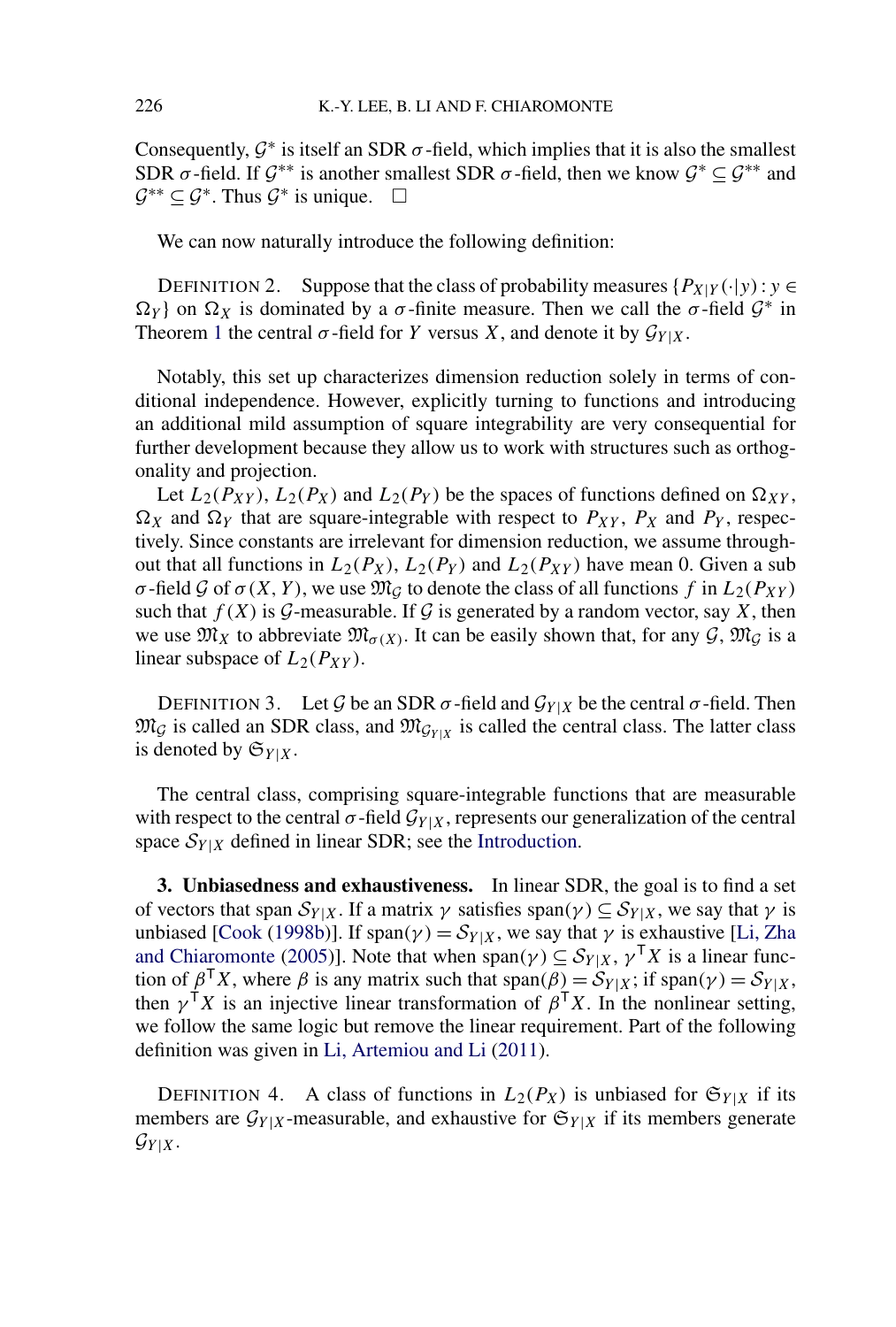Consequently, $\mathcal{G}^*$ is itself an SDR $\sigma$-field, which implies that it is also the smallest SDR $\sigma$-field. If $\mathcal{G}^{**}$ is another smallest SDR $\sigma$-field, then we know $\mathcal{G}^* \subseteq \mathcal{G}^{**}$ and $\mathcal{G}^{**} \subseteq \mathcal{G}^*$. Thus $\mathcal{G}^*$ is unique. $\square$

We can now naturally introduce the following definition:

DEFINITION 2. Suppose that the class of probability measures $\{P_{X|Y}(\cdot|y) : y \in \Omega_Y\}$ on $\Omega_X$ is dominated by a $\sigma$-finite measure. Then we call the $\sigma$-field $\mathcal{G}^*$ in Theorem 1 the central $\sigma$-field for $Y$ versus $X$, and denote it by $\mathcal{G}_{Y|X}$.

Notably, this set up characterizes dimension reduction solely in terms of conditional independence. However, explicitly turning to functions and introducing an additional mild assumption of square integrability are very consequential for further development because they allow us to work with structures such as orthogonality and projection.

Let $L_2(P_{XY})$, $L_2(P_X)$ and $L_2(P_Y)$ be the spaces of functions defined on $\Omega_{XY}$, $\Omega_X$ and $\Omega_Y$ that are square-integrable with respect to $P_{XY}$, $P_X$ and $P_Y$, respectively. Since constants are irrelevant for dimension reduction, we assume throughout that all functions in $L_2(P_X)$, $L_2(P_Y)$ and $L_2(P_{XY})$ have mean 0. Given a sub $\sigma$-field $\mathcal{G}$ of $\sigma(X, Y)$, we use $\mathfrak{M}_{\mathcal{G}}$ to denote the class of all functions $f$ in $L_2(P_{XY})$ such that $f(X)$ is $\mathcal{G}$-measurable. If $\mathcal{G}$ is generated by a random vector, say $X$, then we use $\mathfrak{M}_X$ to abbreviate $\mathfrak{M}_{\sigma(X)}$. It can be easily shown that, for any $\mathcal{G}$, $\mathfrak{M}_{\mathcal{G}}$ is a linear subspace of $L_2(P_{XY})$.

DEFINITION 3. Let $\mathcal{G}$ be an SDR $\sigma$-field and $\mathcal{G}_{Y|X}$ be the central $\sigma$-field. Then $\mathfrak{M}_{\mathcal{G}}$ is called an SDR class, and $\mathfrak{M}_{\mathcal{G}_{Y|X}}$ is called the central class. The latter class is denoted by $\mathfrak{S}_{Y|X}$.

The central class, comprising square-integrable functions that are measurable with respect to the central $\sigma$-field $\mathcal{G}_{Y|X}$, represents our generalization of the central space $\mathcal{S}_{Y|X}$ defined in linear SDR; see the Introduction.

**3. Unbiasedness and exhaustiveness.** In linear SDR, the goal is to find a set of vectors that span $\mathcal{S}_{Y|X}$. If a matrix $\gamma$ satisfies $\text{span}(\gamma) \subseteq \mathcal{S}_{Y|X}$, we say that $\gamma$ is unbiased [Cook (1998b)]. If $\text{span}(\gamma) = \mathcal{S}_{Y|X}$, we say that $\gamma$ is exhaustive [Li, Zha and Chiaromonte (2005)]. Note that when $\text{span}(\gamma) \subseteq \mathcal{S}_{Y|X}$, $\gamma^{\mathsf{T}} X$ is a linear function of $\beta^{\mathsf{T}} X$, where $\beta$ is any matrix such that $\text{span}(\beta) = \mathcal{S}_{Y|X}$; if $\text{span}(\gamma) = \mathcal{S}_{Y|X}$, then $\gamma^{\mathsf{T}} X$ is an injective linear transformation of $\beta^{\mathsf{T}} X$. In the nonlinear setting, we follow the same logic but remove the linear requirement. Part of the following definition was given in Li, Artemiou and Li (2011).

DEFINITION 4. A class of functions in $L_2(P_X)$ is unbiased for $\mathfrak{S}_{Y|X}$ if its members are $\mathcal{G}_{Y|X}$-measurable, and exhaustive for $\mathfrak{S}_{Y|X}$ if its members generate $\mathcal{G}_{Y|X}$.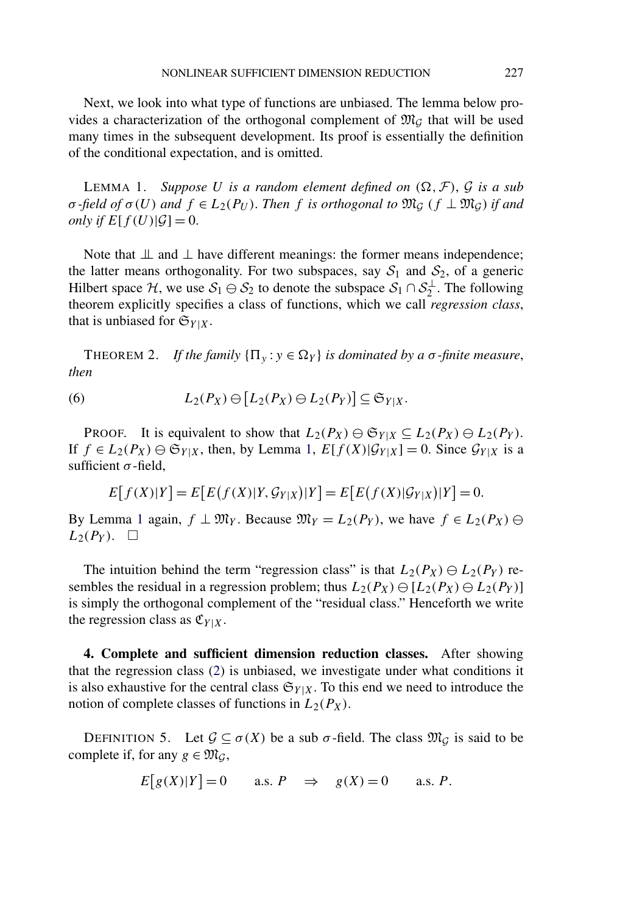Next, we look into what type of functions are unbiased. The lemma below provides a characterization of the orthogonal complement of $\mathfrak{M}_{\mathcal{G}}$ that will be used many times in the subsequent development. Its proof is essentially the definition of the conditional expectation, and is omitted.

LEMMA 1. *Suppose $U$ is a random element defined on $(\Omega, \mathcal{F})$, $\mathcal{G}$ is a sub $\sigma$-field of $\sigma(U)$ and $f \in L_2(P_U)$. Then $f$ is orthogonal to $\mathfrak{M}_{\mathcal{G}}$ ($f \perp \mathfrak{M}_{\mathcal{G}}$) if and only if $E[f(U)|\mathcal{G}] = 0$.*

Note that $\perp\!\!\!\perp$ and $\perp$ have different meanings: the former means independence; the latter means orthogonality. For two subspaces, say $\mathcal{S}_1$ and $\mathcal{S}_2$, of a generic Hilbert space $\mathcal{H}$, we use $\mathcal{S}_1 \ominus \mathcal{S}_2$ to denote the subspace $\mathcal{S}_1 \cap \mathcal{S}_2^{\perp}$. The following theorem explicitly specifies a class of functions, which we call *regression class*, that is unbiased for $\mathfrak{S}_{Y|X}$.

THEOREM 2. *If the family $\{\Pi_y : y \in \Omega_Y\}$ is dominated by a $\sigma$-finite measure, then*

$$L_2(P_X) \ominus \big[L_2(P_X) \ominus L_2(P_Y)\big] \subseteq \mathfrak{S}_{Y|X}. \tag{6}$$

PROOF. It is equivalent to show that $L_2(P_X) \ominus \mathfrak{S}_{Y|X} \subseteq L_2(P_X) \ominus L_2(P_Y)$. If $f \in L_2(P_X) \ominus \mathfrak{S}_{Y|X}$, then, by Lemma 1, $E[f(X)|\mathcal{G}_{Y|X}] = 0$. Since $\mathcal{G}_{Y|X}$ is a sufficient $\sigma$-field,

$$E\big[f(X)|Y\big] = E\big[E\big(f(X)|Y, \mathcal{G}_{Y|X}\big)|Y\big] = E\big[E\big(f(X)|\mathcal{G}_{Y|X}\big)|Y\big] = 0.$$

By Lemma 1 again, $f \perp \mathfrak{M}_Y$. Because $\mathfrak{M}_Y = L_2(P_Y)$, we have $f \in L_2(P_X) \ominus L_2(P_Y)$. $\square$

The intuition behind the term "regression class" is that $L_2(P_X) \ominus L_2(P_Y)$ resembles the residual in a regression problem; thus $L_2(P_X) \ominus [L_2(P_X) \ominus L_2(P_Y)]$ is simply the orthogonal complement of the "residual class." Henceforth we write the regression class as $\mathfrak{C}_{Y|X}$.

**4. Complete and sufficient dimension reduction classes.** After showing that the regression class (2) is unbiased, we investigate under what conditions it is also exhaustive for the central class $\mathfrak{S}_{Y|X}$. To this end we need to introduce the notion of complete classes of functions in $L_2(P_X)$.

DEFINITION 5. Let $\mathcal{G} \subseteq \sigma(X)$ be a sub $\sigma$-field. The class $\mathfrak{M}_{\mathcal{G}}$ is said to be complete if, for any $g \in \mathfrak{M}_{\mathcal{G}}$,

$$E\big[g(X)|Y\big] = 0 \quad \text{ a.s. } P \quad \Rightarrow \quad g(X) = 0 \quad \text{ a.s. } P.$$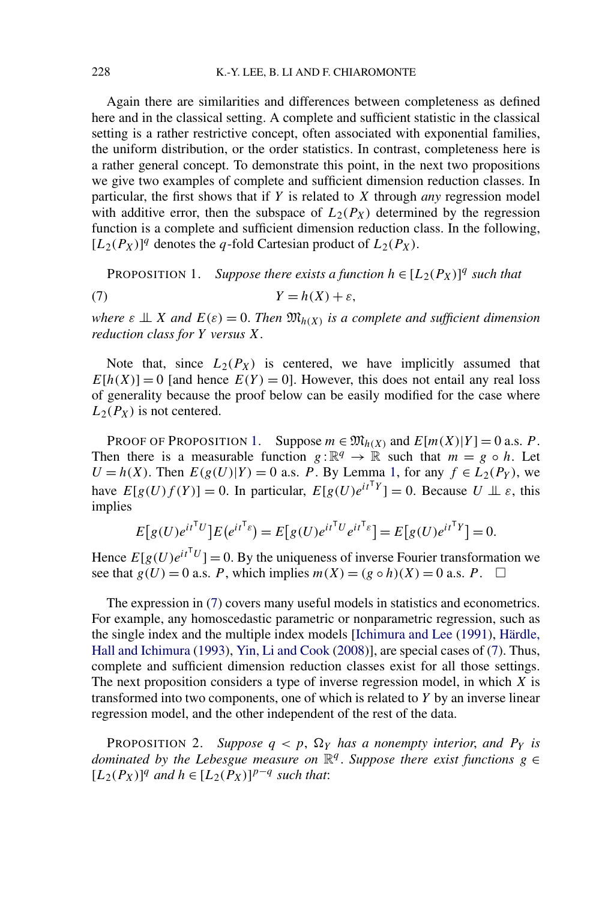Again there are similarities and differences between completeness as defined here and in the classical setting. A complete and sufficient statistic in the classical setting is a rather restrictive concept, often associated with exponential families, the uniform distribution, or the order statistics. In contrast, completeness here is a rather general concept. To demonstrate this point, in the next two propositions we give two examples of complete and sufficient dimension reduction classes. In particular, the first shows that if $Y$ is related to $X$ through *any* regression model with additive error, then the subspace of $L_2(P_X)$ determined by the regression function is a complete and sufficient dimension reduction class. In the following, $[L_2(P_X)]^q$ denotes the $q$-fold Cartesian product of $L_2(P_X)$.

PROPOSITION 1. *Suppose there exists a function $h \in [L_2(P_X)]^q$ such that*

$$Y = h(X) + \varepsilon, \tag{7}$$

*where $\varepsilon \perp\!\!\!\perp X$ and $E(\varepsilon) = 0$. Then $\mathfrak{M}_{h(X)}$ is a complete and sufficient dimension reduction class for $Y$ versus $X$.*

Note that, since $L_2(P_X)$ is centered, we have implicitly assumed that $E[h(X)] = 0$ [and hence $E(Y) = 0$]. However, this does not entail any real loss of generality because the proof below can be easily modified for the case where $L_2(P_X)$ is not centered.

PROOF OF PROPOSITION 1. Suppose $m \in \mathfrak{M}_{h(X)}$ and $E[m(X)|Y] = 0$ a.s. $P$. Then there is a measurable function $g : \mathbb{R}^q \to \mathbb{R}$ such that $m = g \circ h$. Let $U = h(X)$. Then $E(g(U)|Y) = 0$ a.s. $P$. By Lemma 1, for any $f \in L_2(P_Y)$, we have $E[g(U)f(Y)] = 0$. In particular, $E[g(U)e^{it^{\mathsf{T}}Y}] = 0$. Because $U \perp\!\!\!\perp \varepsilon$, this implies

$$E\big[g(U)e^{it^{\mathsf{T}}U}\big]E\big(e^{it^{\mathsf{T}}\varepsilon}\big) = E\big[g(U)e^{it^{\mathsf{T}}U}e^{it^{\mathsf{T}}\varepsilon}\big] = E\big[g(U)e^{it^{\mathsf{T}}Y}\big] = 0.$$

Hence $E[g(U)e^{it^{\mathsf{T}}U}] = 0$. By the uniqueness of inverse Fourier transformation we see that $g(U) = 0$ a.s. $P$, which implies $m(X) = (g \circ h)(X) = 0$ a.s. $P$. □

The expression in (7) covers many useful models in statistics and econometrics. For example, any homoscedastic parametric or nonparametric regression, such as the single index and the multiple index models [Ichimura and Lee (1991), Härdle, Hall and Ichimura (1993), Yin, Li and Cook (2008)], are special cases of (7). Thus, complete and sufficient dimension reduction classes exist for all those settings. The next proposition considers a type of inverse regression model, in which $X$ is transformed into two components, one of which is related to $Y$ by an inverse linear regression model, and the other independent of the rest of the data.

PROPOSITION 2. *Suppose $q < p$, $\Omega_Y$ has a nonempty interior, and $P_Y$ is dominated by the Lebesgue measure on $\mathbb{R}^q$. Suppose there exist functions $g \in [L_2(P_X)]^q$ and $h \in [L_2(P_X)]^{p-q}$ such that*: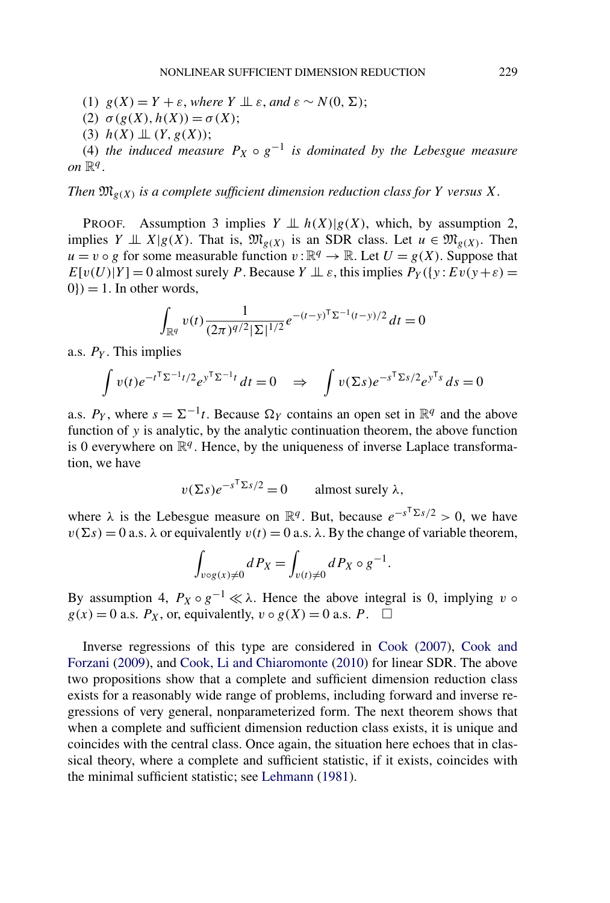(1) $g(X) = Y + \varepsilon$, *where* $Y \perp\!\!\!\perp \varepsilon$, *and* $\varepsilon \sim N(0, \Sigma)$;

(2) $\sigma(g(X), h(X)) = \sigma(X)$;

(3) $h(X) \perp\!\!\!\perp (Y, g(X))$;

(4) *the induced measure* $P_X \circ g^{-1}$ *is dominated by the Lebesgue measure on* $\mathbb{R}^q$.

*Then* $\mathfrak{M}_{g(X)}$ *is a complete sufficient dimension reduction class for* $Y$ *versus* $X$.

PROOF. Assumption 3 implies $Y \perp\!\!\!\perp h(X)|g(X)$, which, by assumption 2, implies $Y \perp\!\!\!\perp X|g(X)$. That is, $\mathfrak{M}_{g(X)}$ is an SDR class. Let $u \in \mathfrak{M}_{g(X)}$. Then $u = v \circ g$ for some measurable function $v : \mathbb{R}^q \to \mathbb{R}$. Let $U = g(X)$. Suppose that $E[v(U)|Y] = 0$ almost surely $P$. Because $Y \perp\!\!\!\perp \varepsilon$, this implies $P_Y(\{y : Ev(y+\varepsilon) = 0\}) = 1$. In other words,

$$\int_{\mathbb{R}^q} v(t) \frac{1}{(2\pi)^{q/2}|\Sigma|^{1/2}} e^{-(t-y)^\mathsf{T}\Sigma^{-1}(t-y)/2}\, dt = 0$$

a.s. $P_Y$. This implies

$$\int v(t) e^{-t^\mathsf{T}\Sigma^{-1}t/2} e^{y^\mathsf{T}\Sigma^{-1}t}\, dt = 0 \quad \Rightarrow \quad \int v(\Sigma s) e^{-s^\mathsf{T}\Sigma s/2} e^{y^\mathsf{T}s}\, ds = 0$$

a.s. $P_Y$, where $s = \Sigma^{-1}t$. Because $\Omega_Y$ contains an open set in $\mathbb{R}^q$ and the above function of $y$ is analytic, by the analytic continuation theorem, the above function is 0 everywhere on $\mathbb{R}^q$. Hence, by the uniqueness of inverse Laplace transformation, we have

$$v(\Sigma s) e^{-s^\mathsf{T}\Sigma s/2} = 0 \qquad \text{almost surely } \lambda,$$

where $\lambda$ is the Lebesgue measure on $\mathbb{R}^q$. But, because $e^{-s^\mathsf{T}\Sigma s/2} > 0$, we have $v(\Sigma s) = 0$ a.s. $\lambda$ or equivalently $v(t) = 0$ a.s. $\lambda$. By the change of variable theorem,

$$\int_{v \circ g(x) \neq 0} dP_X = \int_{v(t) \neq 0} dP_X \circ g^{-1}.$$

By assumption 4, $P_X \circ g^{-1} \ll \lambda$. Hence the above integral is 0, implying $v \circ g(x) = 0$ a.s. $P_X$, or, equivalently, $v \circ g(X) = 0$ a.s. $P$. $\square$

Inverse regressions of this type are considered in Cook (2007), Cook and Forzani (2009), and Cook, Li and Chiaromonte (2010) for linear SDR. The above two propositions show that a complete and sufficient dimension reduction class exists for a reasonably wide range of problems, including forward and inverse regressions of very general, nonparameterized form. The next theorem shows that when a complete and sufficient dimension reduction class exists, it is unique and coincides with the central class. Once again, the situation here echoes that in classical theory, where a complete and sufficient statistic, if it exists, coincides with the minimal sufficient statistic; see Lehmann (1981).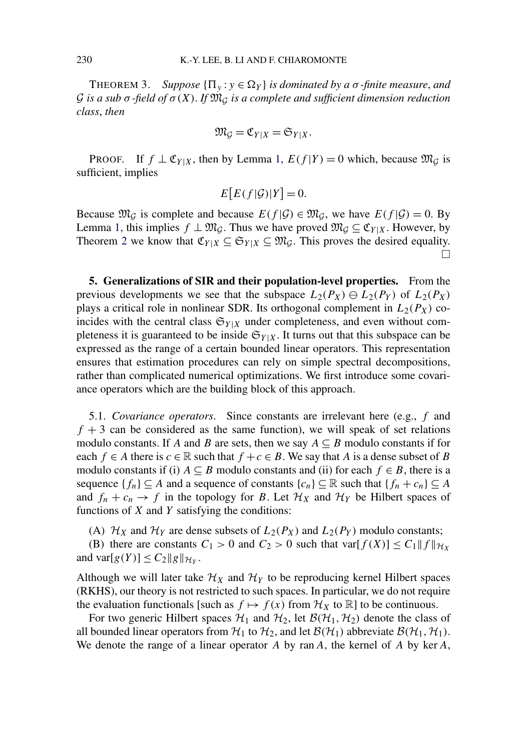THEOREM 3. *Suppose* $\{\Pi_y : y \in \Omega_Y\}$ *is dominated by a* $\sigma$*-finite measure, and* $\mathcal{G}$ *is a sub* $\sigma$*-field of* $\sigma(X)$. *If* $\mathfrak{M}_{\mathcal{G}}$ *is a complete and sufficient dimension reduction class, then*

$$\mathfrak{M}_{\mathcal{G}} = \mathfrak{C}_{Y|X} = \mathfrak{S}_{Y|X}.$$

PROOF. If $f \perp \mathfrak{C}_{Y|X}$, then by Lemma 1, $E(f|Y) = 0$ which, because $\mathfrak{M}_{\mathcal{G}}$ is sufficient, implies

$$E\big[E(f|\mathcal{G})|Y\big] = 0.$$

Because $\mathfrak{M}_{\mathcal{G}}$ is complete and because $E(f|\mathcal{G}) \in \mathfrak{M}_{\mathcal{G}}$, we have $E(f|\mathcal{G}) = 0$. By Lemma 1, this implies $f \perp \mathfrak{M}_{\mathcal{G}}$. Thus we have proved $\mathfrak{M}_{\mathcal{G}} \subseteq \mathfrak{C}_{Y|X}$. However, by Theorem 2 we know that $\mathfrak{C}_{Y|X} \subseteq \mathfrak{S}_{Y|X} \subseteq \mathfrak{M}_{\mathcal{G}}$. This proves the desired equality. $\square$

## 5. Generalizations of SIR and their population-level properties.

From the previous developments we see that the subspace $L_2(P_X) \ominus L_2(P_Y)$ of $L_2(P_X)$ plays a critical role in nonlinear SDR. Its orthogonal complement in $L_2(P_X)$ coincides with the central class $\mathfrak{S}_{Y|X}$ under completeness, and even without completeness it is guaranteed to be inside $\mathfrak{S}_{Y|X}$. It turns out that this subspace can be expressed as the range of a certain bounded linear operators. This representation ensures that estimation procedures can rely on simple spectral decompositions, rather than complicated numerical optimizations. We first introduce some covariance operators which are the building block of this approach.

### 5.1. *Covariance operators.*

Since constants are irrelevant here (e.g., $f$ and $f + 3$ can be considered as the same function), we will speak of set relations modulo constants. If $A$ and $B$ are sets, then we say $A \subseteq B$ modulo constants if for each $f \in A$ there is $c \in \mathbb{R}$ such that $f + c \in B$. We say that $A$ is a dense subset of $B$ modulo constants if (i) $A \subseteq B$ modulo constants and (ii) for each $f \in B$, there is a sequence $\{f_n\} \subseteq A$ and a sequence of constants $\{c_n\} \subseteq \mathbb{R}$ such that $\{f_n + c_n\} \subseteq A$ and $f_n + c_n \to f$ in the topology for $B$. Let $\mathcal{H}_X$ and $\mathcal{H}_Y$ be Hilbert spaces of functions of $X$ and $Y$ satisfying the conditions:

(A) $\mathcal{H}_X$ and $\mathcal{H}_Y$ are dense subsets of $L_2(P_X)$ and $L_2(P_Y)$ modulo constants;

(B) there are constants $C_1 > 0$ and $C_2 > 0$ such that $\mathrm{var}[f(X)] \le C_1 \|f\|_{\mathcal{H}_X}$ and $\mathrm{var}[g(Y)] \le C_2 \|g\|_{\mathcal{H}_Y}$.

Although we will later take $\mathcal{H}_X$ and $\mathcal{H}_Y$ to be reproducing kernel Hilbert spaces (RKHS), our theory is not restricted to such spaces. In particular, we do not require the evaluation functionals [such as $f \mapsto f(x)$ from $\mathcal{H}_X$ to $\mathbb{R}$] to be continuous.

For two generic Hilbert spaces $\mathcal{H}_1$ and $\mathcal{H}_2$, let $\mathcal{B}(\mathcal{H}_1, \mathcal{H}_2)$ denote the class of all bounded linear operators from $\mathcal{H}_1$ to $\mathcal{H}_2$, and let $\mathcal{B}(\mathcal{H}_1)$ abbreviate $\mathcal{B}(\mathcal{H}_1, \mathcal{H}_1)$. We denote the range of a linear operator $A$ by $\operatorname{ran} A$, the kernel of $A$ by $\ker A$,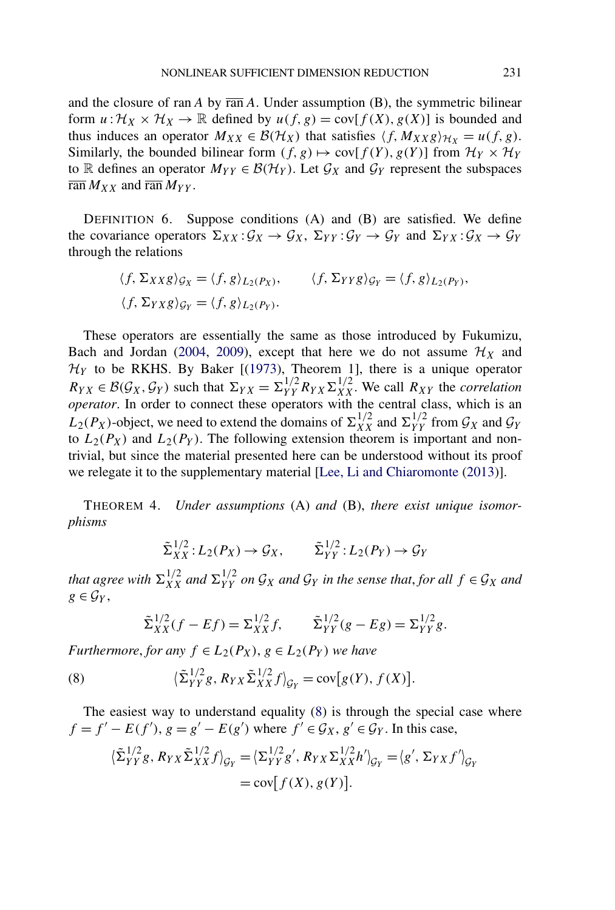and the closure of ran $A$ by $\overline{\text{ran}}\, A$. Under assumption (B), the symmetric bilinear form $u : \mathcal{H}_X \times \mathcal{H}_X \to \mathbb{R}$ defined by $u(f, g) = \text{cov}[f(X), g(X)]$ is bounded and thus induces an operator $M_{XX} \in \mathcal{B}(\mathcal{H}_X)$ that satisfies $\langle f, M_{XX} g \rangle_{\mathcal{H}_X} = u(f, g)$. Similarly, the bounded bilinear form $(f, g) \mapsto \text{cov}[f(Y), g(Y)]$ from $\mathcal{H}_Y \times \mathcal{H}_Y$ to $\mathbb{R}$ defines an operator $M_{YY} \in \mathcal{B}(\mathcal{H}_Y)$. Let $\mathcal{G}_X$ and $\mathcal{G}_Y$ represent the subspaces $\overline{\text{ran}}\, M_{XX}$ and $\overline{\text{ran}}\, M_{YY}$.

DEFINITION 6. Suppose conditions (A) and (B) are satisfied. We define the covariance operators $\Sigma_{XX} : \mathcal{G}_X \to \mathcal{G}_X$, $\Sigma_{YY} : \mathcal{G}_Y \to \mathcal{G}_Y$ and $\Sigma_{YX} : \mathcal{G}_X \to \mathcal{G}_Y$ through the relations

$$\langle f, \Sigma_{XX} g \rangle_{\mathcal{G}_X} = \langle f, g \rangle_{L_2(P_X)}, \qquad \langle f, \Sigma_{YY} g \rangle_{\mathcal{G}_Y} = \langle f, g \rangle_{L_2(P_Y)},$$
$$\langle f, \Sigma_{YX} g \rangle_{\mathcal{G}_Y} = \langle f, g \rangle_{L_2(P_Y)}.$$

These operators are essentially the same as those introduced by Fukumizu, Bach and Jordan (2004, 2009), except that here we do not assume $\mathcal{H}_X$ and $\mathcal{H}_Y$ to be RKHS. By Baker [(1973), Theorem 1], there is a unique operator $R_{YX} \in \mathcal{B}(\mathcal{G}_X, \mathcal{G}_Y)$ such that $\Sigma_{YX} = \Sigma_{YY}^{1/2} R_{YX} \Sigma_{XX}^{1/2}$. We call $R_{XY}$ the *correlation operator*. In order to connect these operators with the central class, which is an $L_2(P_X)$-object, we need to extend the domains of $\Sigma_{XX}^{1/2}$ and $\Sigma_{YY}^{1/2}$ from $\mathcal{G}_X$ and $\mathcal{G}_Y$ to $L_2(P_X)$ and $L_2(P_Y)$. The following extension theorem is important and nontrivial, but since the material presented here can be understood without its proof we relegate it to the supplementary material [Lee, Li and Chiaromonte (2013)].

THEOREM 4. *Under assumptions* (A) *and* (B), *there exist unique isomorphisms*

$$\tilde{\Sigma}_{XX}^{1/2} : L_2(P_X) \to \mathcal{G}_X, \qquad \tilde{\Sigma}_{YY}^{1/2} : L_2(P_Y) \to \mathcal{G}_Y$$

*that agree with* $\Sigma_{XX}^{1/2}$ *and* $\Sigma_{YY}^{1/2}$ *on* $\mathcal{G}_X$ *and* $\mathcal{G}_Y$ *in the sense that, for all* $f \in \mathcal{G}_X$ *and* $g \in \mathcal{G}_Y$,

$$\tilde{\Sigma}_{XX}^{1/2}(f - Ef) = \Sigma_{XX}^{1/2} f, \qquad \tilde{\Sigma}_{YY}^{1/2}(g - Eg) = \Sigma_{YY}^{1/2} g.$$

*Furthermore, for any* $f \in L_2(P_X)$, $g \in L_2(P_Y)$ *we have*

$$\langle \tilde{\Sigma}_{YY}^{1/2} g, R_{YX} \tilde{\Sigma}_{XX}^{1/2} f \rangle_{\mathcal{G}_Y} = \text{cov}[g(Y), f(X)]. \tag{8}$$

The easiest way to understand equality (8) is through the special case where $f = f' - E(f')$, $g = g' - E(g')$ where $f' \in \mathcal{G}_X$, $g' \in \mathcal{G}_Y$. In this case,

$$\begin{aligned}
\langle \tilde{\Sigma}_{YY}^{1/2} g, R_{YX} \tilde{\Sigma}_{XX}^{1/2} f \rangle_{\mathcal{G}_Y} &= \langle \Sigma_{YY}^{1/2} g', R_{YX} \Sigma_{XX}^{1/2} h' \rangle_{\mathcal{G}_Y} = \langle g', \Sigma_{YX} f' \rangle_{\mathcal{G}_Y} \\
&= \text{cov}[f(X), g(Y)].
\end{aligned}$$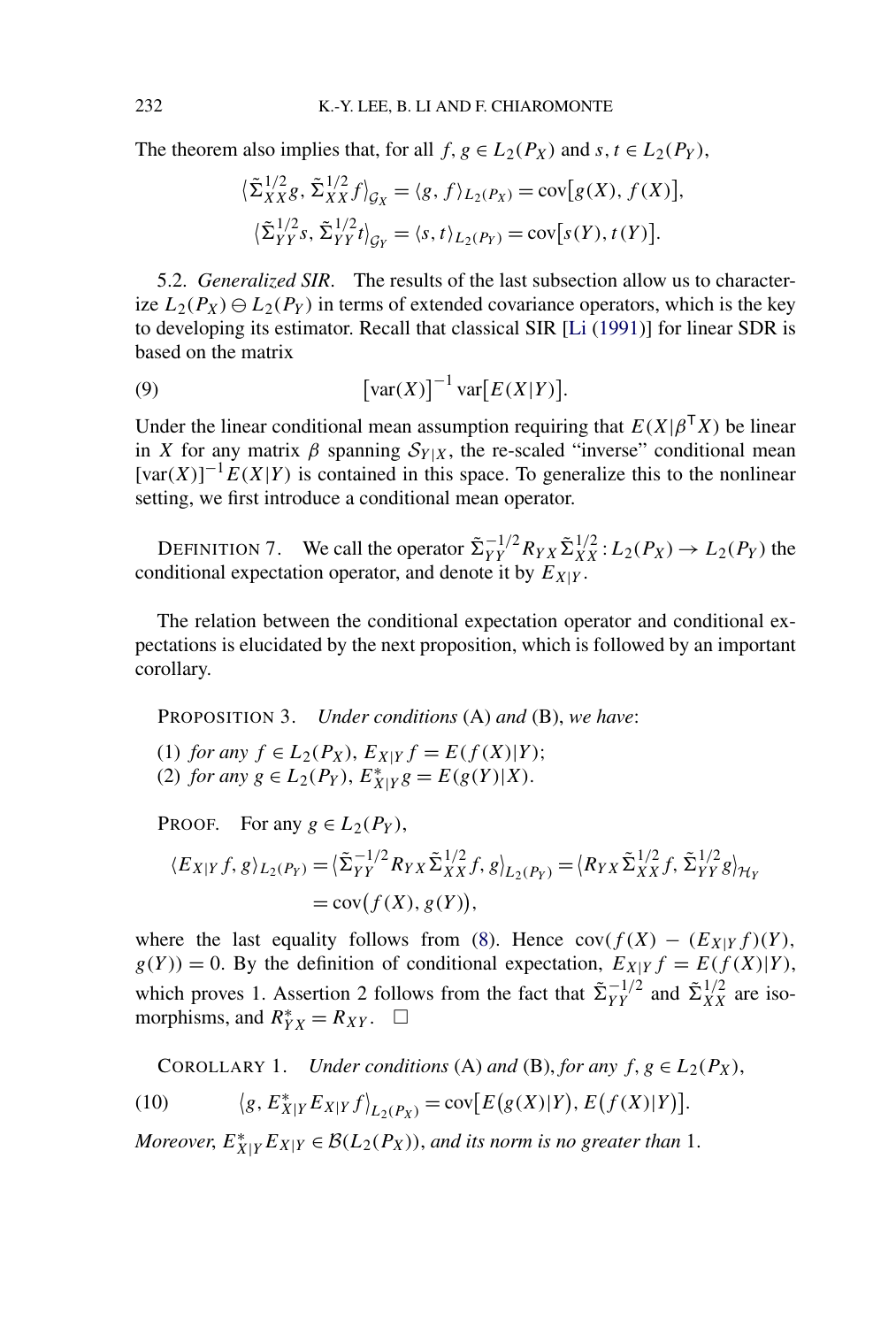The theorem also implies that, for all $f, g \in L_2(P_X)$ and $s, t \in L_2(P_Y)$,

$$\langle \tilde{\Sigma}_{XX}^{1/2} g, \tilde{\Sigma}_{XX}^{1/2} f \rangle_{\mathcal{G}_X} = \langle g, f \rangle_{L_2(P_X)} = \mathrm{cov}[g(X), f(X)],$$

$$\langle \tilde{\Sigma}_{YY}^{1/2} s, \tilde{\Sigma}_{YY}^{1/2} t \rangle_{\mathcal{G}_Y} = \langle s, t \rangle_{L_2(P_Y)} = \mathrm{cov}[s(Y), t(Y)].$$

5.2. *Generalized SIR*. The results of the last subsection allow us to characterize $L_2(P_X) \ominus L_2(P_Y)$ in terms of extended covariance operators, which is the key to developing its estimator. Recall that classical SIR [Li (1991)] for linear SDR is based on the matrix

$$[\mathrm{var}(X)]^{-1} \mathrm{var}[E(X|Y)]. \tag{9}$$

Under the linear conditional mean assumption requiring that $E(X|\beta^{\mathsf{T}} X)$ be linear in $X$ for any matrix $\beta$ spanning $\mathcal{S}_{Y|X}$, the re-scaled "inverse" conditional mean $[\mathrm{var}(X)]^{-1} E(X|Y)$ is contained in this space. To generalize this to the nonlinear setting, we first introduce a conditional mean operator.

DEFINITION 7. We call the operator $\tilde{\Sigma}_{YY}^{-1/2} R_{YX} \tilde{\Sigma}_{XX}^{1/2} : L_2(P_X) \to L_2(P_Y)$ the conditional expectation operator, and denote it by $E_{X|Y}$.

The relation between the conditional expectation operator and conditional expectations is elucidated by the next proposition, which is followed by an important corollary.

PROPOSITION 3. *Under conditions* (A) *and* (B), *we have*:

(1) *for any* $f \in L_2(P_X)$, $E_{X|Y} f = E(f(X)|Y)$;
(2) *for any* $g \in L_2(P_Y)$, $E_{X|Y}^{*} g = E(g(Y)|X)$.

PROOF. For any $g \in L_2(P_Y)$,

$$\begin{aligned} \langle E_{X|Y} f, g \rangle_{L_2(P_Y)} &= \langle \tilde{\Sigma}_{YY}^{-1/2} R_{YX} \tilde{\Sigma}_{XX}^{1/2} f, g \rangle_{L_2(P_Y)} = \langle R_{YX} \tilde{\Sigma}_{XX}^{1/2} f, \tilde{\Sigma}_{YY}^{1/2} g \rangle_{\mathcal{H}_Y} \\ &= \mathrm{cov}(f(X), g(Y)), \end{aligned}$$

where the last equality follows from (8). Hence $\mathrm{cov}(f(X) - (E_{X|Y} f)(Y), g(Y)) = 0$. By the definition of conditional expectation, $E_{X|Y} f = E(f(X)|Y)$, which proves 1. Assertion 2 follows from the fact that $\tilde{\Sigma}_{YY}^{-1/2}$ and $\tilde{\Sigma}_{XX}^{1/2}$ are isomorphisms, and $R_{YX}^{*} = R_{XY}$. $\square$

COROLLARY 1. *Under conditions* (A) *and* (B), *for any* $f, g \in L_2(P_X)$,

$$\langle g, E_{X|Y}^{*} E_{X|Y} f \rangle_{L_2(P_X)} = \mathrm{cov}[E(g(X)|Y), E(f(X)|Y)]. \tag{10}$$

*Moreover*, $E_{X|Y}^{*} E_{X|Y} \in \mathcal{B}(L_2(P_X))$, *and its norm is no greater than* 1.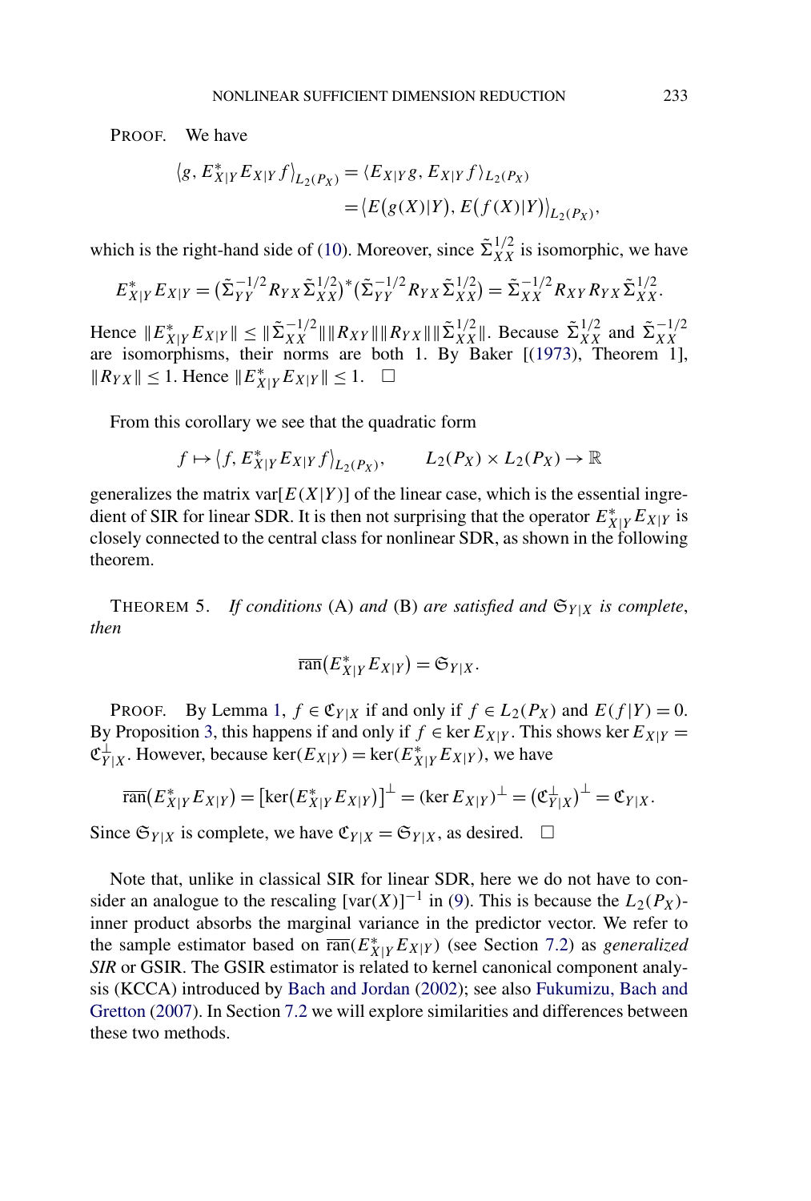PROOF. We have

$$\langle g, E^*_{X|Y} E_{X|Y} f \rangle_{L_2(P_X)} = \langle E_{X|Y} g, E_{X|Y} f \rangle_{L_2(P_X)}$$
$$= \langle E(g(X)|Y), E(f(X)|Y) \rangle_{L_2(P_X)},$$

which is the right-hand side of (10). Moreover, since $\tilde{\Sigma}^{1/2}_{XX}$ is isomorphic, we have

$$E^*_{X|Y} E_{X|Y} = (\tilde{\Sigma}^{-1/2}_{YY} R_{YX} \tilde{\Sigma}^{1/2}_{XX})^* (\tilde{\Sigma}^{-1/2}_{YY} R_{YX} \tilde{\Sigma}^{1/2}_{XX}) = \tilde{\Sigma}^{-1/2}_{XX} R_{XY} R_{YX} \tilde{\Sigma}^{1/2}_{XX}.$$

Hence $\| E^*_{X|Y} E_{X|Y} \| \leq \| \tilde{\Sigma}^{-1/2}_{XX} \| \| R_{XY} \| \| R_{YX} \| \| \tilde{\Sigma}^{1/2}_{XX} \|$. Because $\tilde{\Sigma}^{1/2}_{XX}$ and $\tilde{\Sigma}^{-1/2}_{XX}$ are isomorphisms, their norms are both 1. By Baker [(1973), Theorem 1], $\| R_{YX} \| \leq 1$. Hence $\| E^*_{X|Y} E_{X|Y} \| \leq 1$. □

From this corollary we see that the quadratic form

$$f \mapsto \langle f, E^*_{X|Y} E_{X|Y} f \rangle_{L_2(P_X)}, \qquad L_2(P_X) \times L_2(P_X) \to \mathbb{R}$$

generalizes the matrix $\text{var}[E(X|Y)]$ of the linear case, which is the essential ingredient of SIR for linear SDR. It is then not surprising that the operator $E^*_{X|Y} E_{X|Y}$ is closely connected to the central class for nonlinear SDR, as shown in the following theorem.

THEOREM 5. *If conditions* (A) *and* (B) *are satisfied and* $\mathfrak{S}_{Y|X}$ *is complete*, *then*

$$\overline{\text{ran}}(E^*_{X|Y} E_{X|Y}) = \mathfrak{S}_{Y|X}.$$

PROOF. By Lemma 1, $f \in \mathfrak{C}_{Y|X}$ if and only if $f \in L_2(P_X)$ and $E(f|Y) = 0$. By Proposition 3, this happens if and only if $f \in \ker E_{X|Y}$. This shows $\ker E_{X|Y} = \mathfrak{C}^{\perp}_{Y|X}$. However, because $\ker(E_{X|Y}) = \ker(E^*_{X|Y} E_{X|Y})$, we have

$$\overline{\text{ran}}(E^*_{X|Y} E_{X|Y}) = [\ker(E^*_{X|Y} E_{X|Y})]^{\perp} = (\ker E_{X|Y})^{\perp} = (\mathfrak{C}^{\perp}_{Y|X})^{\perp} = \mathfrak{C}_{Y|X}.$$

Since $\mathfrak{S}_{Y|X}$ is complete, we have $\mathfrak{C}_{Y|X} = \mathfrak{S}_{Y|X}$, as desired. □

Note that, unlike in classical SIR for linear SDR, here we do not have to consider an analogue to the rescaling $[\text{var}(X)]^{-1}$ in (9). This is because the $L_2(P_X)$-inner product absorbs the marginal variance in the predictor vector. We refer to the sample estimator based on $\overline{\text{ran}}(E^*_{X|Y} E_{X|Y})$ (see Section 7.2) as *generalized SIR* or GSIR. The GSIR estimator is related to kernel canonical component analysis (KCCA) introduced by Bach and Jordan (2002); see also Fukumizu, Bach and Gretton (2007). In Section 7.2 we will explore similarities and differences between these two methods.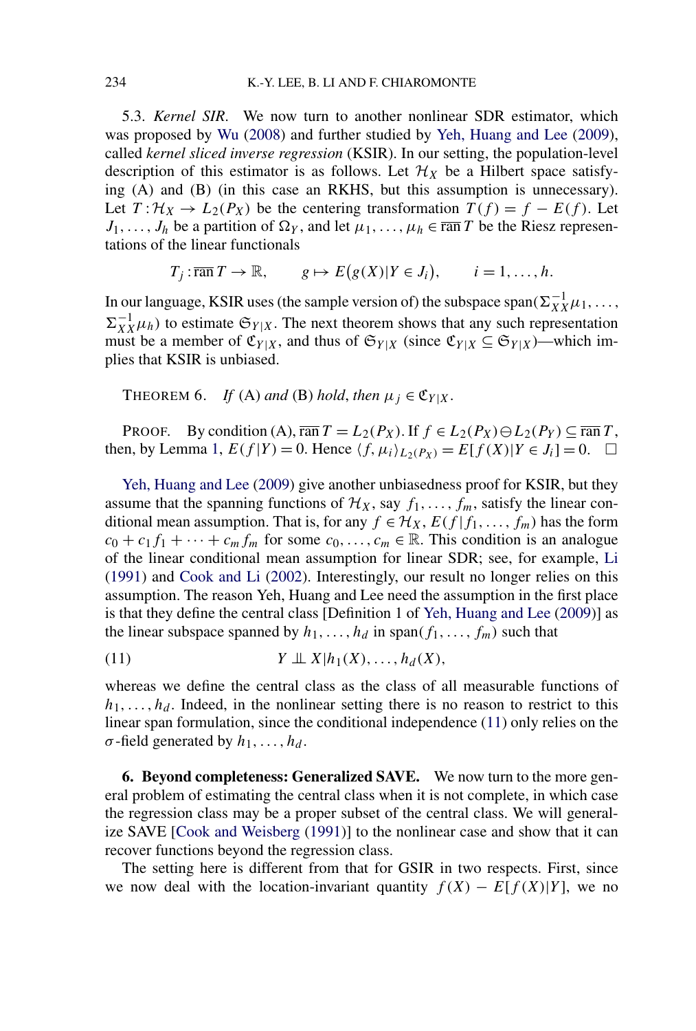5.3. *Kernel SIR*. We now turn to another nonlinear SDR estimator, which was proposed by Wu (2008) and further studied by Yeh, Huang and Lee (2009), called *kernel sliced inverse regression* (KSIR). In our setting, the population-level description of this estimator is as follows. Let $\mathcal{H}_X$ be a Hilbert space satisfying (A) and (B) (in this case an RKHS, but this assumption is unnecessary). Let $T : \mathcal{H}_X \to L_2(P_X)$ be the centering transformation $T(f) = f - E(f)$. Let $J_1, \ldots, J_h$ be a partition of $\Omega_Y$, and let $\mu_1, \ldots, \mu_h \in \overline{\operatorname{ran}}\, T$ be the Riesz representations of the linear functionals

$$T_j : \overline{\operatorname{ran}}\, T \to \mathbb{R}, \qquad g \mapsto E\big(g(X) | Y \in J_i\big), \qquad i = 1, \ldots, h.$$

In our language, KSIR uses (the sample version of) the subspace $\operatorname{span}(\Sigma_{XX}^{-1}\mu_1, \ldots, \Sigma_{XX}^{-1}\mu_h)$ to estimate $\mathfrak{S}_{Y|X}$. The next theorem shows that any such representation must be a member of $\mathfrak{C}_{Y|X}$, and thus of $\mathfrak{S}_{Y|X}$ (since $\mathfrak{C}_{Y|X} \subseteq \mathfrak{S}_{Y|X}$)—which implies that KSIR is unbiased.

THEOREM 6. *If* (A) *and* (B) *hold*, *then* $\mu_j \in \mathfrak{C}_{Y|X}$.

PROOF. By condition (A), $\overline{\operatorname{ran}}\, T = L_2(P_X)$. If $f \in L_2(P_X) \ominus L_2(P_Y) \subseteq \overline{\operatorname{ran}}\, T$, then, by Lemma 1, $E(f|Y) = 0$. Hence $\langle f, \mu_i \rangle_{L_2(P_X)} = E[f(X)|Y \in J_i] = 0$. □

Yeh, Huang and Lee (2009) give another unbiasedness proof for KSIR, but they assume that the spanning functions of $\mathcal{H}_X$, say $f_1, \ldots, f_m$, satisfy the linear conditional mean assumption. That is, for any $f \in \mathcal{H}_X$, $E(f | f_1, \ldots, f_m)$ has the form $c_0 + c_1 f_1 + \cdots + c_m f_m$ for some $c_0, \ldots, c_m \in \mathbb{R}$. This condition is an analogue of the linear conditional mean assumption for linear SDR; see, for example, Li (1991) and Cook and Li (2002). Interestingly, our result no longer relies on this assumption. The reason Yeh, Huang and Lee need the assumption in the first place is that they define the central class [Definition 1 of Yeh, Huang and Lee (2009)] as the linear subspace spanned by $h_1, \ldots, h_d$ in $\operatorname{span}(f_1, \ldots, f_m)$ such that

$$Y \perp\!\!\!\perp X | h_1(X), \ldots, h_d(X), \tag{11}$$

whereas we define the central class as the class of all measurable functions of $h_1, \ldots, h_d$. Indeed, in the nonlinear setting there is no reason to restrict to this linear span formulation, since the conditional independence (11) only relies on the $\sigma$-field generated by $h_1, \ldots, h_d$.

## 6. Beyond completeness: Generalized SAVE.

We now turn to the more general problem of estimating the central class when it is not complete, in which case the regression class may be a proper subset of the central class. We will generalize SAVE [Cook and Weisberg (1991)] to the nonlinear case and show that it can recover functions beyond the regression class.

The setting here is different from that for GSIR in two respects. First, since we now deal with the location-invariant quantity $f(X) - E[f(X)|Y]$, we no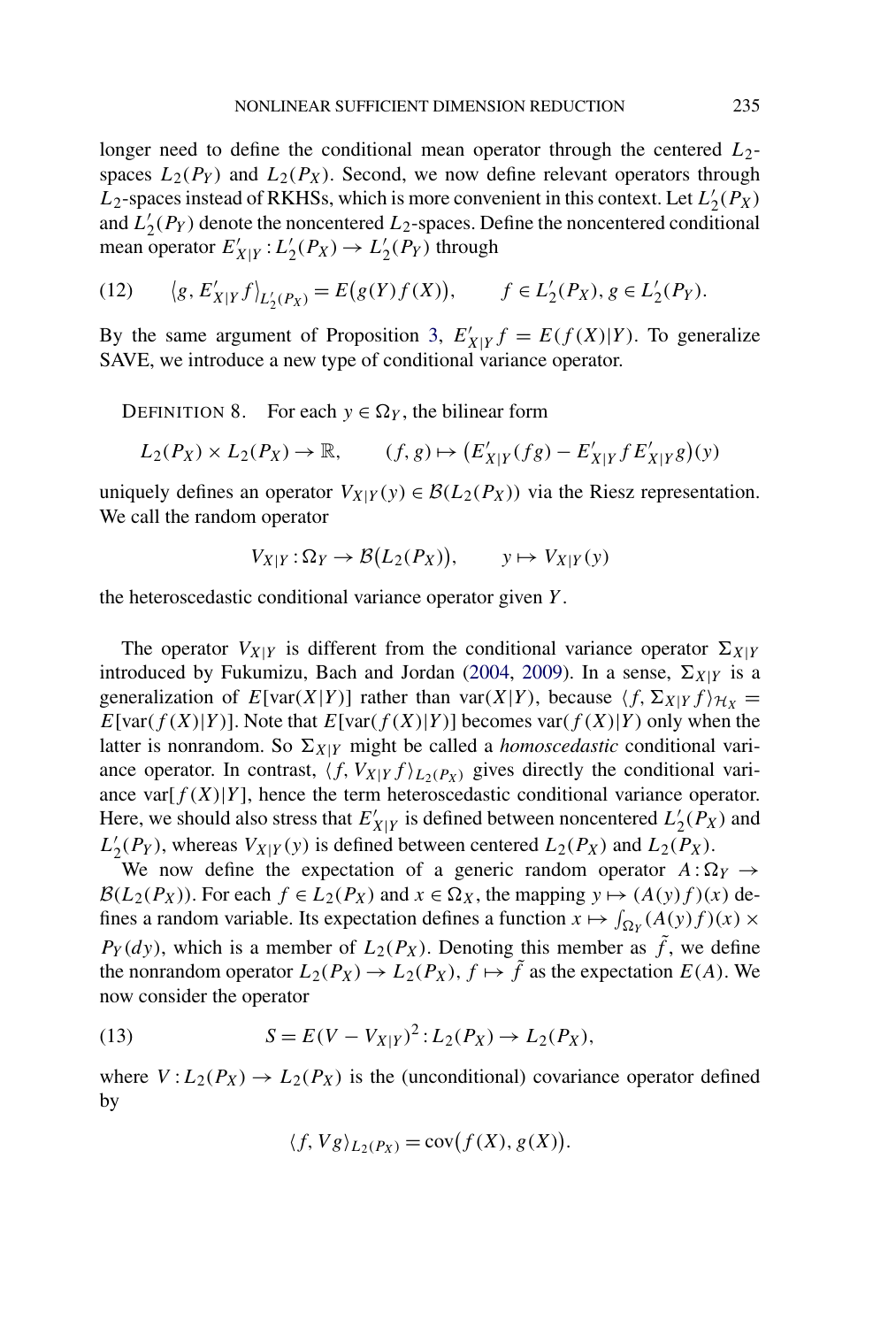longer need to define the conditional mean operator through the centered $L_2$-spaces $L_2(P_Y)$ and $L_2(P_X)$. Second, we now define relevant operators through $L_2$-spaces instead of RKHSs, which is more convenient in this context. Let $L_2'(P_X)$ and $L_2'(P_Y)$ denote the noncentered $L_2$-spaces. Define the noncentered conditional mean operator $E'_{X|Y}: L_2'(P_X) \to L_2'(P_Y)$ through

$$
(12) \qquad \langle g, E'_{X|Y} f \rangle_{L_2'(P_X)} = E\big(g(Y) f(X)\big), \qquad f \in L_2'(P_X), g \in L_2'(P_Y).
$$

By the same argument of Proposition 3, $E'_{X|Y} f = E(f(X)|Y)$. To generalize SAVE, we introduce a new type of conditional variance operator.

DEFINITION 8. For each $y \in \Omega_Y$, the bilinear form

$$
L_2(P_X) \times L_2(P_X) \to \mathbb{R}, \qquad (f, g) \mapsto \big(E'_{X|Y}(fg) - E'_{X|Y} f E'_{X|Y} g\big)(y)
$$

uniquely defines an operator $V_{X|Y}(y) \in \mathcal{B}(L_2(P_X))$ via the Riesz representation. We call the random operator

$$
V_{X|Y}: \Omega_Y \to \mathcal{B}\big(L_2(P_X)\big), \qquad y \mapsto V_{X|Y}(y)
$$

the heteroscedastic conditional variance operator given $Y$.

The operator $V_{X|Y}$ is different from the conditional variance operator $\Sigma_{X|Y}$ introduced by Fukumizu, Bach and Jordan (2004, 2009). In a sense, $\Sigma_{X|Y}$ is a generalization of $E[\text{var}(X|Y)]$ rather than $\text{var}(X|Y)$, because $\langle f, \Sigma_{X|Y} f \rangle_{\mathcal{H}_X} = E[\text{var}(f(X)|Y)]$. Note that $E[\text{var}(f(X)|Y)]$ becomes $\text{var}(f(X)|Y)$ only when the latter is nonrandom. So $\Sigma_{X|Y}$ might be called a *homoscedastic* conditional variance operator. In contrast, $\langle f, V_{X|Y} f \rangle_{L_2(P_X)}$ gives directly the conditional variance $\text{var}[f(X)|Y]$, hence the term heteroscedastic conditional variance operator. Here, we should also stress that $E'_{X|Y}$ is defined between noncentered $L_2'(P_X)$ and $L_2'(P_Y)$, whereas $V_{X|Y}(y)$ is defined between centered $L_2(P_X)$ and $L_2(P_X)$.

We now define the expectation of a generic random operator $A: \Omega_Y \to \mathcal{B}(L_2(P_X))$. For each $f \in L_2(P_X)$ and $x \in \Omega_X$, the mapping $y \mapsto (A(y) f)(x)$ defines a random variable. Its expectation defines a function $x \mapsto \int_{\Omega_Y} (A(y) f)(x) \times P_Y(dy)$, which is a member of $L_2(P_X)$. Denoting this member as $\tilde{f}$, we define the nonrandom operator $L_2(P_X) \to L_2(P_X)$, $f \mapsto \tilde{f}$ as the expectation $E(A)$. We now consider the operator

$$
(13) \qquad S = E(V - V_{X|Y})^2 : L_2(P_X) \to L_2(P_X),
$$

where $V: L_2(P_X) \to L_2(P_X)$ is the (unconditional) covariance operator defined by

$$
\langle f, V g \rangle_{L_2(P_X)} = \text{cov}\big(f(X), g(X)\big).
$$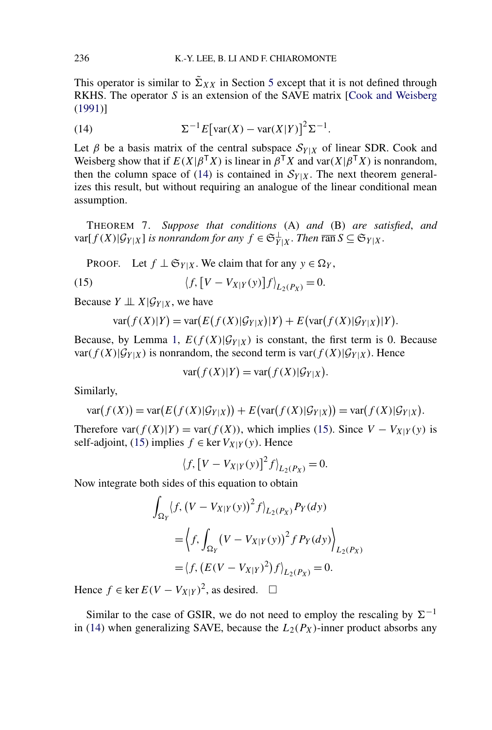This operator is similar to $\tilde{\Sigma}_{XX}$ in Section 5 except that it is not defined through RKHS. The operator $S$ is an extension of the SAVE matrix [Cook and Weisberg (1991)]

$$\Sigma^{-1} E\big[\mathrm{var}(X) - \mathrm{var}(X|Y)\big]^2 \Sigma^{-1}. \tag{14}$$

Let $\beta$ be a basis matrix of the central subspace $\mathcal{S}_{Y|X}$ of linear SDR. Cook and Weisberg show that if $E(X|\beta^{\mathsf{T}}X)$ is linear in $\beta^{\mathsf{T}}X$ and $\mathrm{var}(X|\beta^{\mathsf{T}}X)$ is nonrandom, then the column space of (14) is contained in $\mathcal{S}_{Y|X}$. The next theorem generalizes this result, but without requiring an analogue of the linear conditional mean assumption.

THEOREM 7. *Suppose that conditions* (A) *and* (B) *are satisfied, and* $\mathrm{var}[f(X)|\mathcal{G}_{Y|X}]$ *is nonrandom for any* $f \in \mathfrak{S}_{Y|X}^{\perp}$. *Then* $\overline{\mathrm{ran}}\, S \subseteq \mathfrak{S}_{Y|X}$.

PROOF. Let $f \perp \mathfrak{S}_{Y|X}$. We claim that for any $y \in \Omega_Y$,

$$\langle f, [V - V_{X|Y}(y)] f\rangle_{L_2(P_X)} = 0. \tag{15}$$

Because $Y \perp\!\!\!\perp X | \mathcal{G}_{Y|X}$, we have

$$\mathrm{var}(f(X)|Y) = \mathrm{var}(E(f(X)|\mathcal{G}_{Y|X})|Y) + E(\mathrm{var}(f(X)|\mathcal{G}_{Y|X})|Y).$$

Because, by Lemma 1, $E(f(X)|\mathcal{G}_{Y|X})$ is constant, the first term is 0. Because $\mathrm{var}(f(X)|\mathcal{G}_{Y|X})$ is nonrandom, the second term is $\mathrm{var}(f(X)|\mathcal{G}_{Y|X})$. Hence

$$\mathrm{var}(f(X)|Y) = \mathrm{var}(f(X)|\mathcal{G}_{Y|X}).$$

Similarly,

$$\mathrm{var}(f(X)) = \mathrm{var}(E(f(X)|\mathcal{G}_{Y|X})) + E(\mathrm{var}(f(X)|\mathcal{G}_{Y|X})) = \mathrm{var}(f(X)|\mathcal{G}_{Y|X}).$$

Therefore $\mathrm{var}(f(X)|Y) = \mathrm{var}(f(X))$, which implies (15). Since $V - V_{X|Y}(y)$ is self-adjoint, (15) implies $f \in \ker V_{X|Y}(y)$. Hence

$$\langle f, [V - V_{X|Y}(y)]^2 f\rangle_{L_2(P_X)} = 0.$$

Now integrate both sides of this equation to obtain

$$\begin{aligned}
\int_{\Omega_Y} &\langle f, (V - V_{X|Y}(y))^2 f\rangle_{L_2(P_X)} P_Y(dy) \\
&= \left\langle f, \int_{\Omega_Y} (V - V_{X|Y}(y))^2 f\, P_Y(dy)\right\rangle_{L_2(P_X)} \\
&= \langle f, (E(V - V_{X|Y})^2) f\rangle_{L_2(P_X)} = 0.
\end{aligned}$$

Hence $f \in \ker E(V - V_{X|Y})^2$, as desired. $\square$

Similar to the case of GSIR, we do not need to employ the rescaling by $\Sigma^{-1}$ in (14) when generalizing SAVE, because the $L_2(P_X)$-inner product absorbs any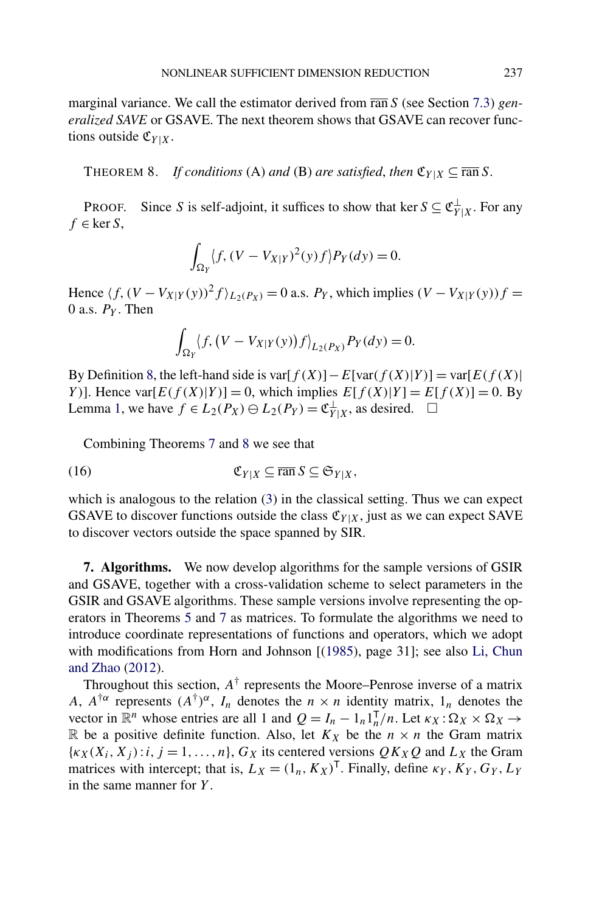marginal variance. We call the estimator derived from $\overline{\text{ran}}\, S$ (see Section 7.3) *generalized SAVE* or GSAVE. The next theorem shows that GSAVE can recover functions outside $\mathfrak{C}_{Y|X}$.

THEOREM 8. *If conditions* (A) *and* (B) *are satisfied*, *then* $\mathfrak{C}_{Y|X} \subseteq \overline{\text{ran}}\, S$.

PROOF. Since $S$ is self-adjoint, it suffices to show that $\ker S \subseteq \mathfrak{C}_{Y|X}^{\perp}$. For any $f \in \ker S$,

$$\int_{\Omega_Y} \langle f, (V - V_{X|Y})^2(y) f \rangle P_Y(dy) = 0.$$

Hence $\langle f, (V - V_{X|Y}(y))^2 f \rangle_{L_2(P_X)} = 0$ a.s. $P_Y$, which implies $(V - V_{X|Y}(y)) f = 0$ a.s. $P_Y$. Then

$$\int_{\Omega_Y} \langle f, (V - V_{X|Y}(y)) f \rangle_{L_2(P_X)} P_Y(dy) = 0.$$

By Definition 8, the left-hand side is $\text{var}[f(X)] - E[\text{var}(f(X)|Y)] = \text{var}[E(f(X)|Y)]$. Hence $\text{var}[E(f(X)|Y)] = 0$, which implies $E[f(X)|Y] = E[f(X)] = 0$. By Lemma 1, we have $f \in L_2(P_X) \ominus L_2(P_Y) = \mathfrak{C}_{Y|X}^{\perp}$, as desired. $\square$

Combining Theorems 7 and 8 we see that

$$\mathfrak{C}_{Y|X} \subseteq \overline{\text{ran}}\, S \subseteq \mathfrak{S}_{Y|X}, \tag{16}$$

which is analogous to the relation (3) in the classical setting. Thus we can expect GSAVE to discover functions outside the class $\mathfrak{C}_{Y|X}$, just as we can expect SAVE to discover vectors outside the space spanned by SIR.

**7. Algorithms.** We now develop algorithms for the sample versions of GSIR and GSAVE, together with a cross-validation scheme to select parameters in the GSIR and GSAVE algorithms. These sample versions involve representing the operators in Theorems 5 and 7 as matrices. To formulate the algorithms we need to introduce coordinate representations of functions and operators, which we adopt with modifications from Horn and Johnson [(1985), page 31]; see also Li, Chun and Zhao (2012).

Throughout this section, $A^{\dagger}$ represents the Moore–Penrose inverse of a matrix $A$, $A^{\dagger\alpha}$ represents $(A^{\dagger})^{\alpha}$, $I_n$ denotes the $n \times n$ identity matrix, $1_n$ denotes the vector in $\mathbb{R}^n$ whose entries are all 1 and $Q = I_n - 1_n 1_n^{\mathsf{T}}/n$. Let $\kappa_X : \Omega_X \times \Omega_X \to \mathbb{R}$ be a positive definite function. Also, let $K_X$ be the $n \times n$ Gram matrix $\{\kappa_X(X_i, X_j) : i, j = 1, \ldots, n\}$, $G_X$ its centered versions $Q K_X Q$ and $L_X$ the Gram matrices with intercept; that is, $L_X = (1_n, K_X)^{\mathsf{T}}$. Finally, define $\kappa_Y, K_Y, G_Y, L_Y$ in the same manner for $Y$.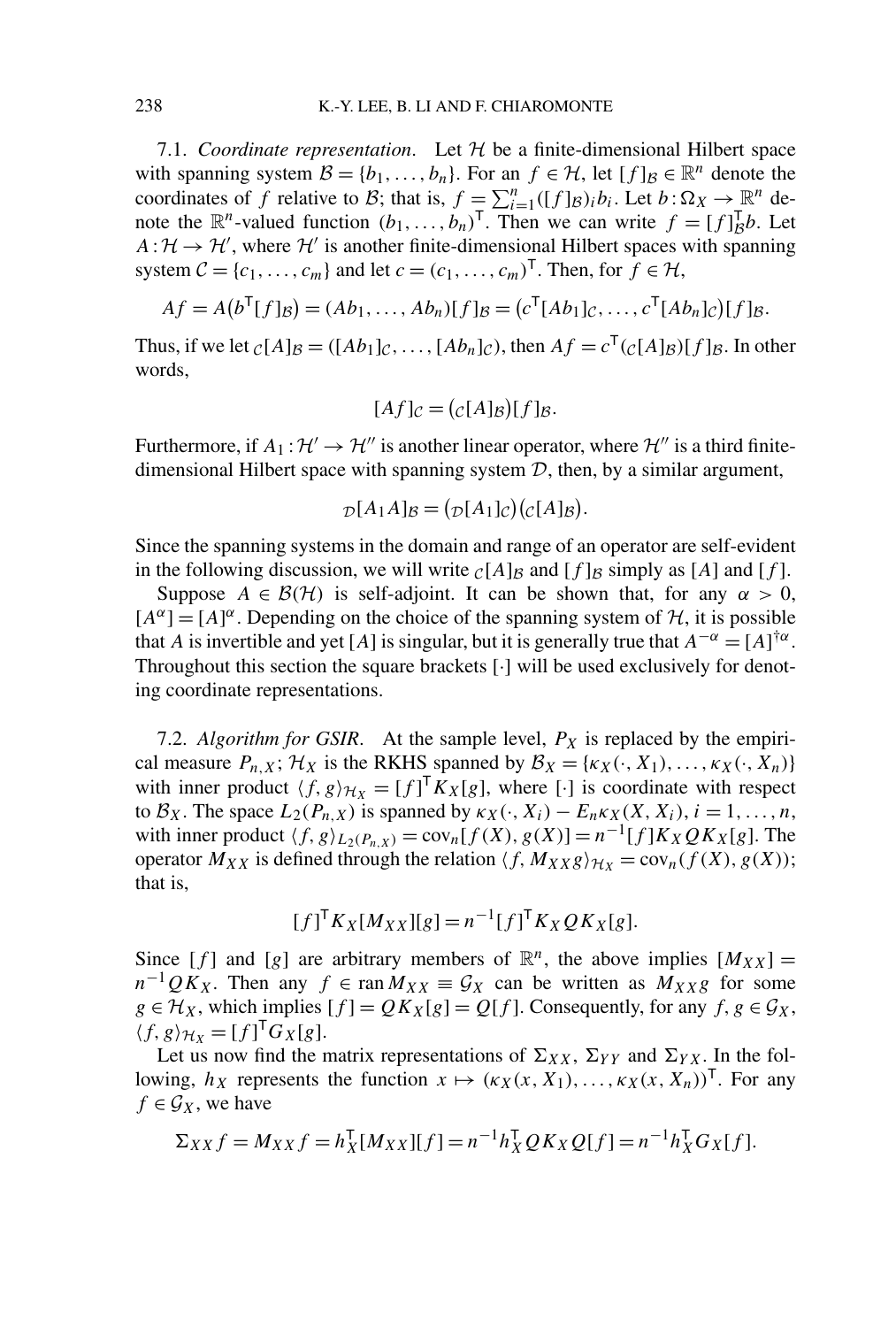7.1. *Coordinate representation.* Let $\mathcal{H}$ be a finite-dimensional Hilbert space with spanning system $\mathcal{B} = \{b_1, \ldots, b_n\}$. For an $f \in \mathcal{H}$, let $[f]_\mathcal{B} \in \mathbb{R}^n$ denote the coordinates of $f$ relative to $\mathcal{B}$; that is, $f = \sum_{i=1}^n ([f]_\mathcal{B})_i b_i$. Let $b : \Omega_X \to \mathbb{R}^n$ denote the $\mathbb{R}^n$-valued function $(b_1, \ldots, b_n)^\mathsf{T}$. Then we can write $f = [f]_\mathcal{B}^\mathsf{T} b$. Let $A : \mathcal{H} \to \mathcal{H}'$, where $\mathcal{H}'$ is another finite-dimensional Hilbert spaces with spanning system $\mathcal{C} = \{c_1, \ldots, c_m\}$ and let $c = (c_1, \ldots, c_m)^\mathsf{T}$. Then, for $f \in \mathcal{H}$,

$$Af = A(b^\mathsf{T}[f]_\mathcal{B}) = (Ab_1, \ldots, Ab_n)[f]_\mathcal{B} = (c^\mathsf{T}[Ab_1]_\mathcal{C}, \ldots, c^\mathsf{T}[Ab_n]_\mathcal{C})[f]_\mathcal{B}.$$

Thus, if we let ${}_\mathcal{C}[A]_\mathcal{B} = ([Ab_1]_\mathcal{C}, \ldots, [Ab_n]_\mathcal{C})$, then $Af = c^\mathsf{T}({}_\mathcal{C}[A]_\mathcal{B})[f]_\mathcal{B}$. In other words,

$$[Af]_\mathcal{C} = ({}_\mathcal{C}[A]_\mathcal{B})[f]_\mathcal{B}.$$

Furthermore, if $A_1 : \mathcal{H}' \to \mathcal{H}''$ is another linear operator, where $\mathcal{H}''$ is a third finite-dimensional Hilbert space with spanning system $\mathcal{D}$, then, by a similar argument,

$${}_\mathcal{D}[A_1 A]_\mathcal{B} = ({}_\mathcal{D}[A_1]_\mathcal{C})({}_\mathcal{C}[A]_\mathcal{B}).$$

Since the spanning systems in the domain and range of an operator are self-evident in the following discussion, we will write ${}_\mathcal{C}[A]_\mathcal{B}$ and $[f]_\mathcal{B}$ simply as $[A]$ and $[f]$.

Suppose $A \in \mathcal{B}(\mathcal{H})$ is self-adjoint. It can be shown that, for any $\alpha > 0$, $[A^\alpha] = [A]^\alpha$. Depending on the choice of the spanning system of $\mathcal{H}$, it is possible that $A$ is invertible and yet $[A]$ is singular, but it is generally true that $A^{-\alpha} = [A]^{\dagger\alpha}$. Throughout this section the square brackets $[\cdot]$ will be used exclusively for denoting coordinate representations.

7.2. *Algorithm for GSIR.* At the sample level, $P_X$ is replaced by the empirical measure $P_{n,X}$; $\mathcal{H}_X$ is the RKHS spanned by $\mathcal{B}_X = \{\kappa_X(\cdot, X_1), \ldots, \kappa_X(\cdot, X_n)\}$ with inner product $\langle f, g\rangle_{\mathcal{H}_X} = [f]^\mathsf{T} K_X [g]$, where $[\cdot]$ is coordinate with respect to $\mathcal{B}_X$. The space $L_2(P_{n,X})$ is spanned by $\kappa_X(\cdot, X_i) - E_n \kappa_X(X, X_i)$, $i = 1, \ldots, n$, with inner product $\langle f, g\rangle_{L_2(P_{n,X})} = \operatorname{cov}_n[f(X), g(X)] = n^{-1}[f] K_X Q K_X [g]$. The operator $M_{XX}$ is defined through the relation $\langle f, M_{XX} g\rangle_{\mathcal{H}_X} = \operatorname{cov}_n(f(X), g(X))$; that is,

$$[f]^\mathsf{T} K_X [M_{XX}][g] = n^{-1}[f]^\mathsf{T} K_X Q K_X [g].$$

Since $[f]$ and $[g]$ are arbitrary members of $\mathbb{R}^n$, the above implies $[M_{XX}] = n^{-1} Q K_X$. Then any $f \in \operatorname{ran} M_{XX} \equiv \mathcal{G}_X$ can be written as $M_{XX} g$ for some $g \in \mathcal{H}_X$, which implies $[f] = Q K_X [g] = Q[f]$. Consequently, for any $f, g \in \mathcal{G}_X$, $\langle f, g\rangle_{\mathcal{H}_X} = [f]^\mathsf{T} G_X [g]$.

Let us now find the matrix representations of $\Sigma_{XX}$, $\Sigma_{YY}$ and $\Sigma_{YX}$. In the following, $h_X$ represents the function $x \mapsto (\kappa_X(x, X_1), \ldots, \kappa_X(x, X_n))^\mathsf{T}$. For any $f \in \mathcal{G}_X$, we have

$$\Sigma_{XX} f = M_{XX} f = h_X^\mathsf{T} [M_{XX}][f] = n^{-1} h_X^\mathsf{T} Q K_X Q [f] = n^{-1} h_X^\mathsf{T} G_X [f].$$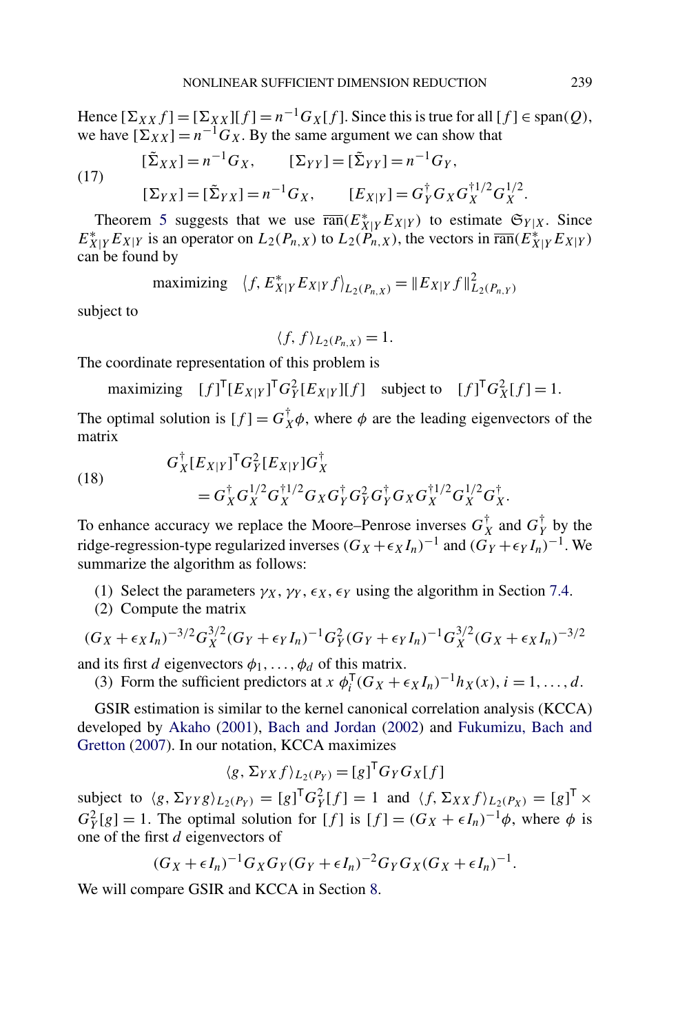Hence $[\Sigma_{XX} f] = [\Sigma_{XX}][f] = n^{-1} G_X [f]$. Since this is true for all $[f] \in \text{span}(Q)$, we have $[\Sigma_{XX}] = n^{-1} G_X$. By the same argument we can show that

$$
\begin{aligned}
&[\tilde{\Sigma}_{XX}] = n^{-1} G_X, \qquad [\Sigma_{YY}] = [\tilde{\Sigma}_{YY}] = n^{-1} G_Y, \\
&[\Sigma_{YX}] = [\tilde{\Sigma}_{YX}] = n^{-1} G_X, \qquad [E_{X|Y}] = G_Y^{\dagger} G_X G_X^{\dagger 1/2} G_X^{1/2}.
\end{aligned} \tag{17}
$$

Theorem 5 suggests that we use $\overline{\text{ran}}(E_{X|Y}^* E_{X|Y})$ to estimate $\mathfrak{S}_{Y|X}$. Since $E_{X|Y}^* E_{X|Y}$ is an operator on $L_2(P_{n,X})$ to $L_2(P_{n,X})$, the vectors in $\overline{\text{ran}}(E_{X|Y}^* E_{X|Y})$ can be found by

$$
\text{maximizing} \quad \langle f, E_{X|Y}^* E_{X|Y} f \rangle_{L_2(P_{n,X})} = \| E_{X|Y} f \|_{L_2(P_{n,Y})}^2
$$

subject to

$$
\langle f, f \rangle_{L_2(P_{n,X})} = 1.
$$

The coordinate representation of this problem is

$$
\text{maximizing} \quad [f]^{\mathsf{T}} [E_{X|Y}]^{\mathsf{T}} G_Y^2 [E_{X|Y}][f] \quad \text{subject to} \quad [f]^{\mathsf{T}} G_X^2 [f] = 1.
$$

The optimal solution is $[f] = G_X^{\dagger} \phi$, where $\phi$ are the leading eigenvectors of the matrix

$$
\begin{aligned}
&G_X^{\dagger} [E_{X|Y}]^{\mathsf{T}} G_Y^2 [E_{X|Y}] G_X^{\dagger} \\
&\quad = G_X^{\dagger} G_X^{1/2} G_X^{\dagger 1/2} G_X G_Y^{\dagger} G_Y^2 G_Y^{\dagger} G_X G_X^{\dagger 1/2} G_X^{1/2} G_X^{\dagger}.
\end{aligned} \tag{18}
$$

To enhance accuracy we replace the Moore–Penrose inverses $G_X^{\dagger}$ and $G_Y^{\dagger}$ by the ridge-regression-type regularized inverses $(G_X + \epsilon_X I_n)^{-1}$ and $(G_Y + \epsilon_Y I_n)^{-1}$. We summarize the algorithm as follows:

(1) Select the parameters $\gamma_X, \gamma_Y, \epsilon_X, \epsilon_Y$ using the algorithm in Section 7.4.

(2) Compute the matrix

$$
(G_X + \epsilon_X I_n)^{-3/2} G_X^{3/2} (G_Y + \epsilon_Y I_n)^{-1} G_Y^2 (G_Y + \epsilon_Y I_n)^{-1} G_X^{3/2} (G_X + \epsilon_X I_n)^{-3/2}
$$

and its first $d$ eigenvectors $\phi_1, \ldots, \phi_d$ of this matrix.

(3) Form the sufficient predictors at $x$ $\phi_i^{\mathsf{T}} (G_X + \epsilon_X I_n)^{-1} h_X(x)$, $i = 1, \ldots, d$.

GSIR estimation is similar to the kernel canonical correlation analysis (KCCA) developed by Akaho (2001), Bach and Jordan (2002) and Fukumizu, Bach and Gretton (2007). In our notation, KCCA maximizes

$$
\langle g, \Sigma_{YX} f \rangle_{L_2(P_Y)} = [g]^{\mathsf{T}} G_Y G_X [f]
$$

subject to $\langle g, \Sigma_{YY} g \rangle_{L_2(P_Y)} = [g]^{\mathsf{T}} G_Y^2 [f] = 1$ and $\langle f, \Sigma_{XX} f \rangle_{L_2(P_X)} = [g]^{\mathsf{T}} \times G_Y^2 [g] = 1$. The optimal solution for $[f]$ is $[f] = (G_X + \epsilon I_n)^{-1} \phi$, where $\phi$ is one of the first $d$ eigenvectors of

$$
(G_X + \epsilon I_n)^{-1} G_X G_Y (G_Y + \epsilon I_n)^{-2} G_Y G_X (G_X + \epsilon I_n)^{-1}.
$$

We will compare GSIR and KCCA in Section 8.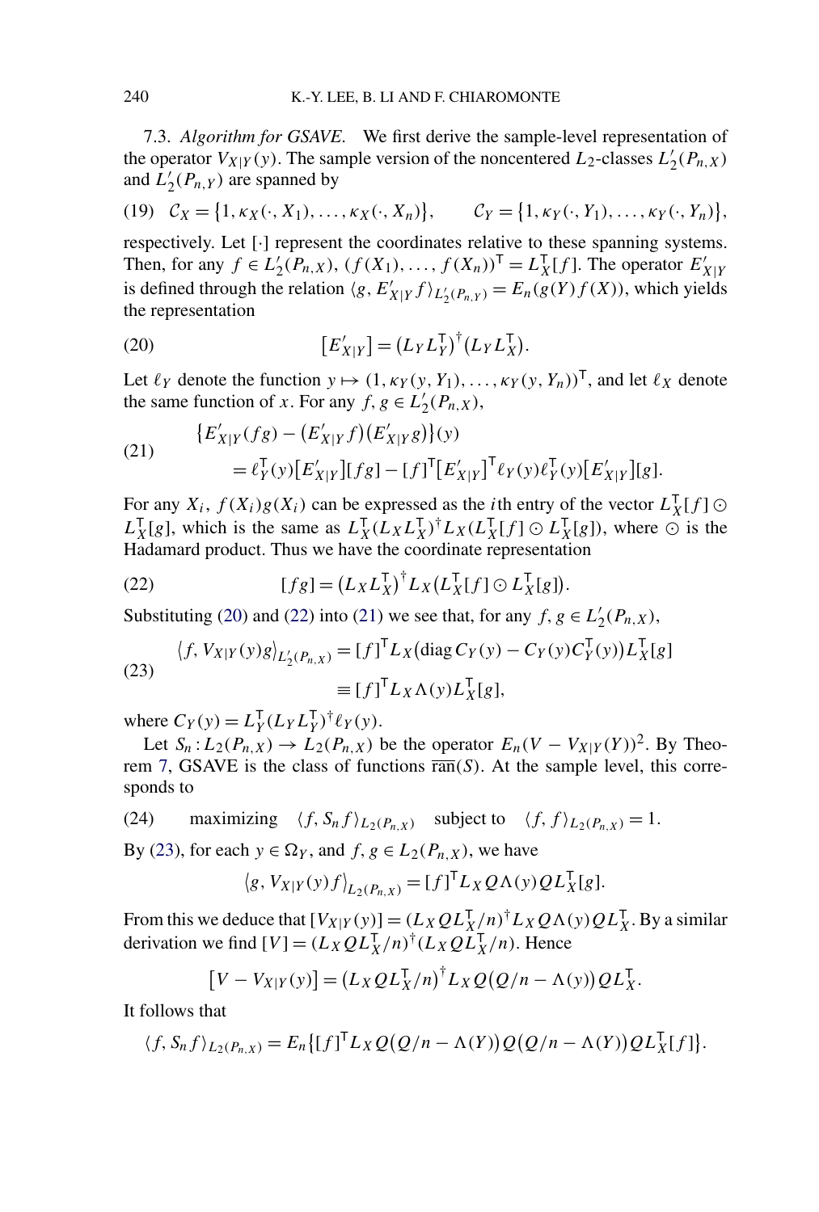7.3. *Algorithm for GSAVE.* We first derive the sample-level representation of the operator $V_{X|Y}(y)$. The sample version of the noncentered $L_2$-classes $L_2'(P_{n,X})$ and $L_2'(P_{n,Y})$ are spanned by

$$\mathcal{C}_X = \{1, \kappa_X(\cdot, X_1), \ldots, \kappa_X(\cdot, X_n)\}, \qquad \mathcal{C}_Y = \{1, \kappa_Y(\cdot, Y_1), \ldots, \kappa_Y(\cdot, Y_n)\}, \tag{19}$$

respectively. Let $[\cdot]$ represent the coordinates relative to these spanning systems. Then, for any $f \in L_2'(P_{n,X})$, $(f(X_1), \ldots, f(X_n))^\mathsf{T} = L_X^\mathsf{T}[f]$. The operator $E'_{X|Y}$ is defined through the relation $\langle g, E'_{X|Y} f\rangle_{L_2'(P_{n,Y})} = E_n(g(Y)f(X))$, which yields the representation

$$[E'_{X|Y}] = (L_Y L_Y^\mathsf{T})^\dagger (L_Y L_X^\mathsf{T}). \tag{20}$$

Let $\ell_Y$ denote the function $y \mapsto (1, \kappa_Y(y, Y_1), \ldots, \kappa_Y(y, Y_n))^\mathsf{T}$, and let $\ell_X$ denote the same function of $x$. For any $f, g \in L_2'(P_{n,X})$,

$$\begin{aligned}
&\{E'_{X|Y}(fg) - (E'_{X|Y} f)(E'_{X|Y} g)\}(y) \\
&\quad = \ell_Y^\mathsf{T}(y)[E'_{X|Y}][fg] - [f]^\mathsf{T}[E'_{X|Y}]^\mathsf{T} \ell_Y(y)\ell_Y^\mathsf{T}(y)[E'_{X|Y}][g].
\end{aligned} \tag{21}$$

For any $X_i$, $f(X_i)g(X_i)$ can be expressed as the $i$th entry of the vector $L_X^\mathsf{T}[f] \odot L_X^\mathsf{T}[g]$, which is the same as $L_X^\mathsf{T}(L_X L_X^\mathsf{T})^\dagger L_X(L_X^\mathsf{T}[f] \odot L_X^\mathsf{T}[g])$, where $\odot$ is the Hadamard product. Thus we have the coordinate representation

$$[fg] = (L_X L_X^\mathsf{T})^\dagger L_X (L_X^\mathsf{T}[f] \odot L_X^\mathsf{T}[g]). \tag{22}$$

Substituting (20) and (22) into (21) we see that, for any $f, g \in L_2'(P_{n,X})$,

$$\begin{aligned}
\langle f, V_{X|Y}(y) g\rangle_{L_2'(P_{n,X})} &= [f]^\mathsf{T} L_X (\operatorname{diag} C_Y(y) - C_Y(y) C_Y^\mathsf{T}(y)) L_X^\mathsf{T}[g] \\
&\equiv [f]^\mathsf{T} L_X \Lambda(y) L_X^\mathsf{T}[g],
\end{aligned} \tag{23}$$

where $C_Y(y) = L_Y^\mathsf{T}(L_Y L_Y^\mathsf{T})^\dagger \ell_Y(y)$.

Let $S_n : L_2(P_{n,X}) \to L_2(P_{n,X})$ be the operator $E_n(V - V_{X|Y}(Y))^2$. By Theorem 7, GSAVE is the class of functions $\overline{\operatorname{ran}}(S)$. At the sample level, this corresponds to

$$\text{maximizing} \quad \langle f, S_n f\rangle_{L_2(P_{n,X})} \quad \text{subject to} \quad \langle f, f\rangle_{L_2(P_{n,X})} = 1. \tag{24}$$

By (23), for each $y \in \Omega_Y$, and $f, g \in L_2(P_{n,X})$, we have

$$\langle g, V_{X|Y}(y) f\rangle_{L_2(P_{n,X})} = [f]^\mathsf{T} L_X Q \Lambda(y) Q L_X^\mathsf{T}[g].$$

From this we deduce that $[V_{X|Y}(y)] = (L_X Q L_X^\mathsf{T}/n)^\dagger L_X Q \Lambda(y) Q L_X^\mathsf{T}$. By a similar derivation we find $[V] = (L_X Q L_X^\mathsf{T}/n)^\dagger (L_X Q L_X^\mathsf{T}/n)$. Hence

$$[V - V_{X|Y}(y)] = (L_X Q L_X^\mathsf{T}/n)^\dagger L_X Q (Q/n - \Lambda(y)) Q L_X^\mathsf{T}.$$

It follows that

$$\langle f, S_n f\rangle_{L_2(P_{n,X})} = E_n\{[f]^\mathsf{T} L_X Q (Q/n - \Lambda(Y)) Q (Q/n - \Lambda(Y)) Q L_X^\mathsf{T}[f]\}.$$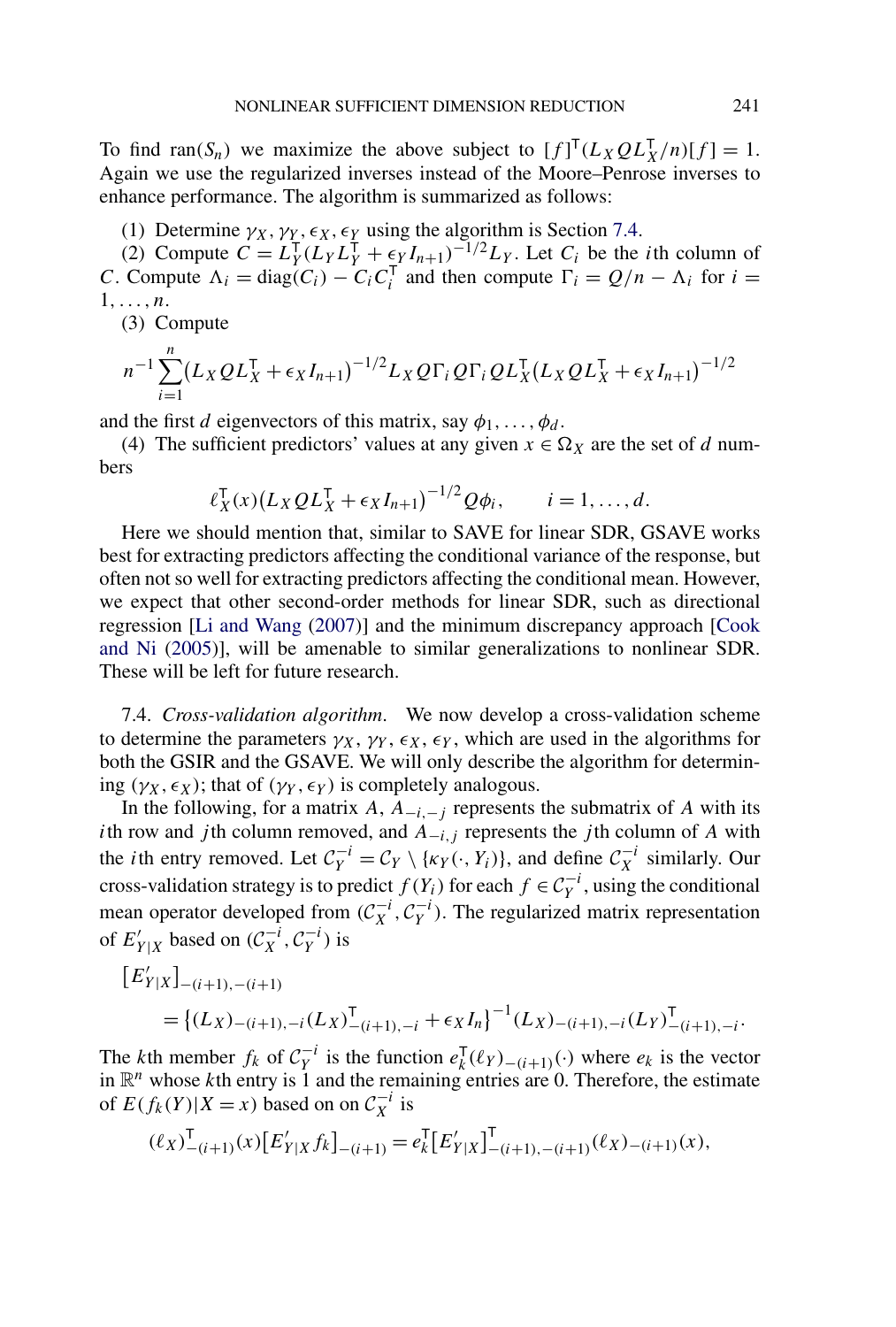To find $\text{ran}(S_n)$ we maximize the above subject to $[f]^{\mathsf{T}}(L_X Q L_X^{\mathsf{T}}/n)[f] = 1$. Again we use the regularized inverses instead of the Moore–Penrose inverses to enhance performance. The algorithm is summarized as follows:

(1) Determine $\gamma_X, \gamma_Y, \epsilon_X, \epsilon_Y$ using the algorithm is Section 7.4.

(2) Compute $C = L_Y^{\mathsf{T}}(L_Y L_Y^{\mathsf{T}} + \epsilon_Y I_{n+1})^{-1/2} L_Y$. Let $C_i$ be the $i$th column of $C$. Compute $\Lambda_i = \text{diag}(C_i) - C_i C_i^{\mathsf{T}}$ and then compute $\Gamma_i = Q/n - \Lambda_i$ for $i = 1, \dots, n$.

(3) Compute

$$n^{-1} \sum_{i=1}^{n} \left(L_X Q L_X^{\mathsf{T}} + \epsilon_X I_{n+1}\right)^{-1/2} L_X Q \Gamma_i Q \Gamma_i Q L_X^{\mathsf{T}} \left(L_X Q L_X^{\mathsf{T}} + \epsilon_X I_{n+1}\right)^{-1/2}$$

and the first $d$ eigenvectors of this matrix, say $\phi_1, \dots, \phi_d$.

(4) The sufficient predictors' values at any given $x \in \Omega_X$ are the set of $d$ numbers

$$\ell_X^{\mathsf{T}}(x)\left(L_X Q L_X^{\mathsf{T}} + \epsilon_X I_{n+1}\right)^{-1/2} Q \phi_i, \qquad i = 1, \dots, d.$$

Here we should mention that, similar to SAVE for linear SDR, GSAVE works best for extracting predictors affecting the conditional variance of the response, but often not so well for extracting predictors affecting the conditional mean. However, we expect that other second-order methods for linear SDR, such as directional regression [Li and Wang (2007)] and the minimum discrepancy approach [Cook and Ni (2005)], will be amenable to similar generalizations to nonlinear SDR. These will be left for future research.

7.4. *Cross-validation algorithm.* We now develop a cross-validation scheme to determine the parameters $\gamma_X, \gamma_Y, \epsilon_X, \epsilon_Y$, which are used in the algorithms for both the GSIR and the GSAVE. We will only describe the algorithm for determining $(\gamma_X, \epsilon_X)$; that of $(\gamma_Y, \epsilon_Y)$ is completely analogous.

In the following, for a matrix $A$, $A_{-i,-j}$ represents the submatrix of $A$ with its $i$th row and $j$th column removed, and $A_{-i,j}$ represents the $j$th column of $A$ with the $i$th entry removed. Let $\mathcal{C}_Y^{-i} = \mathcal{C}_Y \setminus \{\kappa_Y(\cdot, Y_i)\}$, and define $\mathcal{C}_X^{-i}$ similarly. Our cross-validation strategy is to predict $f(Y_i)$ for each $f \in \mathcal{C}_Y^{-i}$, using the conditional mean operator developed from $(\mathcal{C}_X^{-i}, \mathcal{C}_Y^{-i})$. The regularized matrix representation of $E'_{Y|X}$ based on $(\mathcal{C}_X^{-i}, \mathcal{C}_Y^{-i})$ is

$$\begin{aligned}
&[E'_{Y|X}]_{-(i+1),-(i+1)} \\
&\quad = \left\{(L_X)_{-(i+1),-i}(L_X)_{-(i+1),-i}^{\mathsf{T}} + \epsilon_X I_n\right\}^{-1}(L_X)_{-(i+1),-i}(L_Y)_{-(i+1),-i}^{\mathsf{T}}.
\end{aligned}$$

The $k$th member $f_k$ of $\mathcal{C}_Y^{-i}$ is the function $e_k^{\mathsf{T}}(\ell_Y)_{-(i+1)}(\cdot)$ where $e_k$ is the vector in $\mathbb{R}^n$ whose $k$th entry is 1 and the remaining entries are 0. Therefore, the estimate of $E(f_k(Y)|X = x)$ based on on $\mathcal{C}_X^{-i}$ is

$$(\ell_X)_{-(i+1)}^{\mathsf{T}}(x)[E'_{Y|X} f_k]_{-(i+1)} = e_k^{\mathsf{T}}[E'_{Y|X}]_{-(i+1),-(i+1)}^{\mathsf{T}}(\ell_X)_{-(i+1)}(x),$$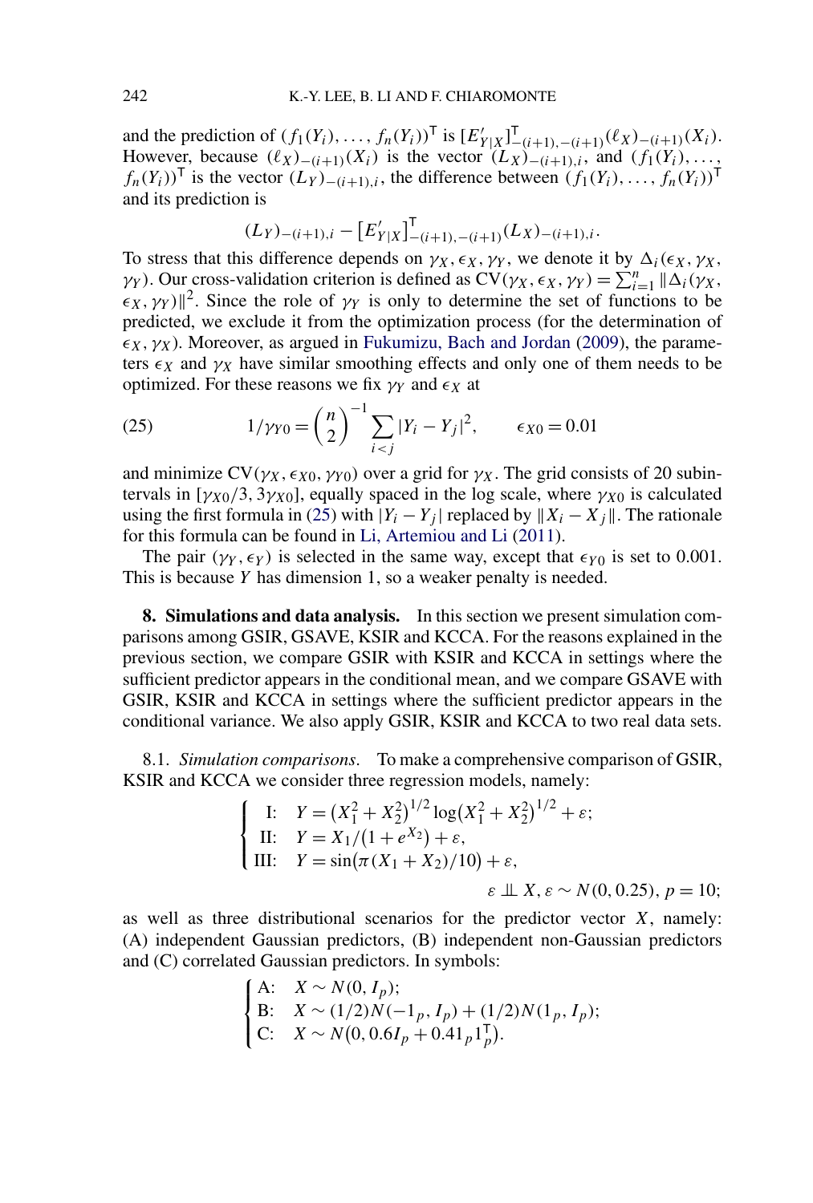and the prediction of $(f_1(Y_i), \dots, f_n(Y_i))^\mathsf{T}$ is $[E'_{Y|X}]^\mathsf{T}_{-(i+1),-(i+1)}(\ell_X)_{-(i+1)}(X_i)$. However, because $(\ell_X)_{-(i+1)}(X_i)$ is the vector $(L_X)_{-(i+1),i}$, and $(f_1(Y_i), \dots, f_n(Y_i))^\mathsf{T}$ is the vector $(L_Y)_{-(i+1),i}$, the difference between $(f_1(Y_i), \dots, f_n(Y_i))^\mathsf{T}$ and its prediction is

$$(L_Y)_{-(i+1),i} - \left[E'_{Y|X}\right]^\mathsf{T}_{-(i+1),-(i+1)}(L_X)_{-(i+1),i}.$$

To stress that this difference depends on $\gamma_X, \epsilon_X, \gamma_Y$, we denote it by $\Delta_i(\epsilon_X, \gamma_X, \gamma_Y)$. Our cross-validation criterion is defined as $\mathrm{CV}(\gamma_X, \epsilon_X, \gamma_Y) = \sum_{i=1}^n \|\Delta_i(\gamma_X, \epsilon_X, \gamma_Y)\|^2$. Since the role of $\gamma_Y$ is only to determine the set of functions to be predicted, we exclude it from the optimization process (for the determination of $\epsilon_X, \gamma_X$). Moreover, as argued in Fukumizu, Bach and Jordan (2009), the parameters $\epsilon_X$ and $\gamma_X$ have similar smoothing effects and only one of them needs to be optimized. For these reasons we fix $\gamma_Y$ and $\epsilon_X$ at

$$1/\gamma_{Y0} = \binom{n}{2}^{-1} \sum_{i<j} |Y_i - Y_j|^2, \qquad \epsilon_{X0} = 0.01 \tag{25}$$

and minimize $\mathrm{CV}(\gamma_X, \epsilon_{X0}, \gamma_{Y0})$ over a grid for $\gamma_X$. The grid consists of 20 subintervals in $[\gamma_{X0}/3, 3\gamma_{X0}]$, equally spaced in the log scale, where $\gamma_{X0}$ is calculated using the first formula in (25) with $|Y_i - Y_j|$ replaced by $\|X_i - X_j\|$. The rationale for this formula can be found in Li, Artemiou and Li (2011).

The pair $(\gamma_Y, \epsilon_Y)$ is selected in the same way, except that $\epsilon_{Y0}$ is set to 0.001. This is because $Y$ has dimension 1, so a weaker penalty is needed.

**8. Simulations and data analysis.** In this section we present simulation comparisons among GSIR, GSAVE, KSIR and KCCA. For the reasons explained in the previous section, we compare GSIR with KSIR and KCCA in settings where the sufficient predictor appears in the conditional mean, and we compare GSAVE with GSIR, KSIR and KCCA in settings where the sufficient predictor appears in the conditional variance. We also apply GSIR, KSIR and KCCA to two real data sets.

8.1. *Simulation comparisons.* To make a comprehensive comparison of GSIR, KSIR and KCCA we consider three regression models, namely:

$$\begin{cases} \text{I:} \quad Y = \left(X_1^2 + X_2^2\right)^{1/2} \log\left(X_1^2 + X_2^2\right)^{1/2} + \varepsilon; \\ \text{II:} \quad Y = X_1/\left(1 + e^{X_2}\right) + \varepsilon, \\ \text{III:} \quad Y = \sin\left(\pi(X_1 + X_2)/10\right) + \varepsilon, \end{cases}$$

$$\varepsilon \perp\!\!\!\perp X, \varepsilon \sim N(0, 0.25), p = 10;$$

as well as three distributional scenarios for the predictor vector $X$, namely: (A) independent Gaussian predictors, (B) independent non-Gaussian predictors and (C) correlated Gaussian predictors. In symbols:

$$\begin{cases} \text{A:} \quad X \sim N(0, I_p); \\ \text{B:} \quad X \sim (1/2)N(-1_p, I_p) + (1/2)N(1_p, I_p); \\ \text{C:} \quad X \sim N\left(0, 0.6I_p + 0.4 1_p 1_p^\mathsf{T}\right). \end{cases}$$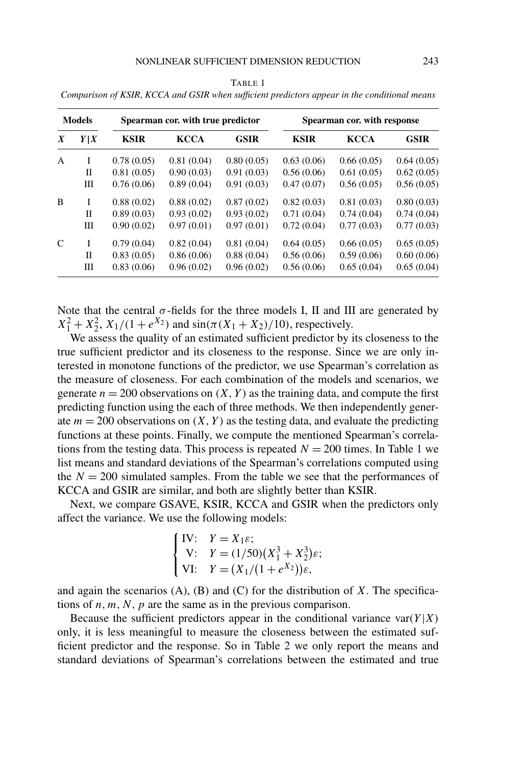TABLE 1

*Comparison of KSIR, KCCA and GSIR when sufficient predictors appear in the conditional means*

| Models | | Spearman cor. with true predictor | | | Spearman cor. with response | | |
|---|---|---|---|---|---|---|---|
| $X$ | $Y\|X$ | KSIR | KCCA | GSIR | KSIR | KCCA | GSIR |
| A | I | 0.78 (0.05) | 0.81 (0.04) | 0.80 (0.05) | 0.63 (0.06) | 0.66 (0.05) | 0.64 (0.05) |
| | II | 0.81 (0.05) | 0.90 (0.03) | 0.91 (0.03) | 0.56 (0.06) | 0.61 (0.05) | 0.62 (0.05) |
| | III | 0.76 (0.06) | 0.89 (0.04) | 0.91 (0.03) | 0.47 (0.07) | 0.56 (0.05) | 0.56 (0.05) |
| B | I | 0.88 (0.02) | 0.88 (0.02) | 0.87 (0.02) | 0.82 (0.03) | 0.81 (0.03) | 0.80 (0.03) |
| | II | 0.89 (0.03) | 0.93 (0.02) | 0.93 (0.02) | 0.71 (0.04) | 0.74 (0.04) | 0.74 (0.04) |
| | III | 0.90 (0.02) | 0.97 (0.01) | 0.97 (0.01) | 0.72 (0.04) | 0.77 (0.03) | 0.77 (0.03) |
| C | I | 0.79 (0.04) | 0.82 (0.04) | 0.81 (0.04) | 0.64 (0.05) | 0.66 (0.05) | 0.65 (0.05) |
| | II | 0.83 (0.05) | 0.86 (0.06) | 0.88 (0.04) | 0.56 (0.06) | 0.59 (0.06) | 0.60 (0.06) |
| | III | 0.83 (0.06) | 0.96 (0.02) | 0.96 (0.02) | 0.56 (0.06) | 0.65 (0.04) | 0.65 (0.04) |

Note that the central $\sigma$-fields for the three models I, II and III are generated by $X_1^2 + X_2^2$, $X_1/(1+e^{X_2})$ and $\sin(\pi(X_1 + X_2)/10)$, respectively.

We assess the quality of an estimated sufficient predictor by its closeness to the true sufficient predictor and its closeness to the response. Since we are only interested in monotone functions of the predictor, we use Spearman's correlation as the measure of closeness. For each combination of the models and scenarios, we generate $n = 200$ observations on $(X, Y)$ as the training data, and compute the first predicting function using the each of three methods. We then independently generate $m = 200$ observations on $(X, Y)$ as the testing data, and evaluate the predicting functions at these points. Finally, we compute the mentioned Spearman's correlations from the testing data. This process is repeated $N = 200$ times. In Table 1 we list means and standard deviations of the Spearman's correlations computed using the $N = 200$ simulated samples. From the table we see that the performances of KCCA and GSIR are similar, and both are slightly better than KSIR.

Next, we compare GSAVE, KSIR, KCCA and GSIR when the predictors only affect the variance. We use the following models:

$$
\begin{cases}
\text{IV:} \quad Y = X_1\varepsilon; \\
\text{V:} \quad Y = (1/50)\left(X_1^3 + X_2^3\right)\varepsilon; \\
\text{VI:} \quad Y = \left(X_1/\left(1 + e^{X_2}\right)\right)\varepsilon,
\end{cases}
$$

and again the scenarios (A), (B) and (C) for the distribution of $X$. The specifications of $n, m, N, p$ are the same as in the previous comparison.

Because the sufficient predictors appear in the conditional variance $\text{var}(Y|X)$ only, it is less meaningful to measure the closeness between the estimated sufficient predictor and the response. So in Table 2 we only report the means and standard deviations of Spearman's correlations between the estimated and true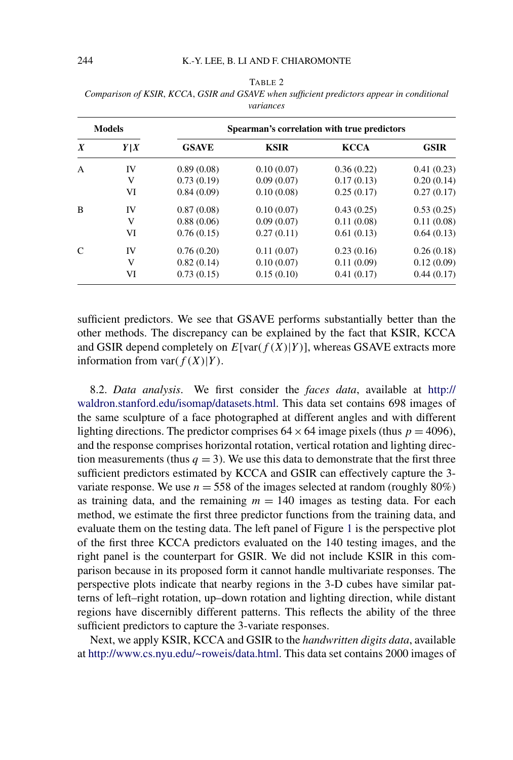TABLE 2

*Comparison of KSIR, KCCA, GSIR and GSAVE when sufficient predictors appear in conditional variances*

| Models | | Spearman's correlation with true predictors | | | |
|---|---|---|---|---|---|
| $X$ | $Y\|X$ | **GSAVE** | **KSIR** | **KCCA** | **GSIR** |
| A | IV | 0.89 (0.08) | 0.10 (0.07) | 0.36 (0.22) | 0.41 (0.23) |
| | V | 0.73 (0.19) | 0.09 (0.07) | 0.17 (0.13) | 0.20 (0.14) |
| | VI | 0.84 (0.09) | 0.10 (0.08) | 0.25 (0.17) | 0.27 (0.17) |
| B | IV | 0.87 (0.08) | 0.10 (0.07) | 0.43 (0.25) | 0.53 (0.25) |
| | V | 0.88 (0.06) | 0.09 (0.07) | 0.11 (0.08) | 0.11 (0.08) |
| | VI | 0.76 (0.15) | 0.27 (0.11) | 0.61 (0.13) | 0.64 (0.13) |
| C | IV | 0.76 (0.20) | 0.11 (0.07) | 0.23 (0.16) | 0.26 (0.18) |
| | V | 0.82 (0.14) | 0.10 (0.07) | 0.11 (0.09) | 0.12 (0.09) |
| | VI | 0.73 (0.15) | 0.15 (0.10) | 0.41 (0.17) | 0.44 (0.17) |

sufficient predictors. We see that GSAVE performs substantially better than the other methods. The discrepancy can be explained by the fact that KSIR, KCCA and GSIR depend completely on $E[\text{var}(f(X)|Y)]$, whereas GSAVE extracts more information from $\text{var}(f(X)|Y)$.

8.2. *Data analysis*. We first consider the *faces data*, available at http://waldron.stanford.edu/isomap/datasets.html. This data set contains 698 images of the same sculpture of a face photographed at different angles and with different lighting directions. The predictor comprises $64 \times 64$ image pixels (thus $p = 4096$), and the response comprises horizontal rotation, vertical rotation and lighting direction measurements (thus $q = 3$). We use this data to demonstrate that the first three sufficient predictors estimated by KCCA and GSIR can effectively capture the 3-variate response. We use $n = 558$ of the images selected at random (roughly 80%) as training data, and the remaining $m = 140$ images as testing data. For each method, we estimate the first three predictor functions from the training data, and evaluate them on the testing data. The left panel of Figure 1 is the perspective plot of the first three KCCA predictors evaluated on the 140 testing images, and the right panel is the counterpart for GSIR. We did not include KSIR in this comparison because in its proposed form it cannot handle multivariate responses. The perspective plots indicate that nearby regions in the 3-D cubes have similar patterns of left–right rotation, up–down rotation and lighting direction, while distant regions have discernibly different patterns. This reflects the ability of the three sufficient predictors to capture the 3-variate responses.

Next, we apply KSIR, KCCA and GSIR to the *handwritten digits data*, available at http://www.cs.nyu.edu/~roweis/data.html. This data set contains 2000 images of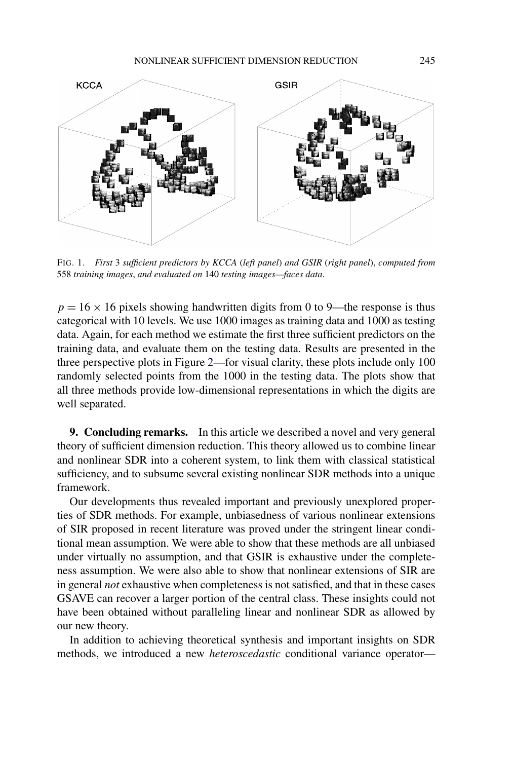FIG. 1. *First* 3 *sufficient predictors by KCCA* (*left panel*) *and GSIR* (*right panel*), *computed from* 558 *training images*, *and evaluated on* 140 *testing images—faces data*.

$p = 16 \times 16$ pixels showing handwritten digits from 0 to 9—the response is thus categorical with 10 levels. We use 1000 images as training data and 1000 as testing data. Again, for each method we estimate the first three sufficient predictors on the training data, and evaluate them on the testing data. Results are presented in the three perspective plots in Figure 2—for visual clarity, these plots include only 100 randomly selected points from the 1000 in the testing data. The plots show that all three methods provide low-dimensional representations in which the digits are well separated.

## 9. Concluding remarks.

In this article we described a novel and very general theory of sufficient dimension reduction. This theory allowed us to combine linear and nonlinear SDR into a coherent system, to link them with classical statistical sufficiency, and to subsume several existing nonlinear SDR methods into a unique framework.

Our developments thus revealed important and previously unexplored properties of SDR methods. For example, unbiasedness of various nonlinear extensions of SIR proposed in recent literature was proved under the stringent linear conditional mean assumption. We were able to show that these methods are all unbiased under virtually no assumption, and that GSIR is exhaustive under the completeness assumption. We were also able to show that nonlinear extensions of SIR are in general *not* exhaustive when completeness is not satisfied, and that in these cases GSAVE can recover a larger portion of the central class. These insights could not have been obtained without paralleling linear and nonlinear SDR as allowed by our new theory.

In addition to achieving theoretical synthesis and important insights on SDR methods, we introduced a new *heteroscedastic* conditional variance operator—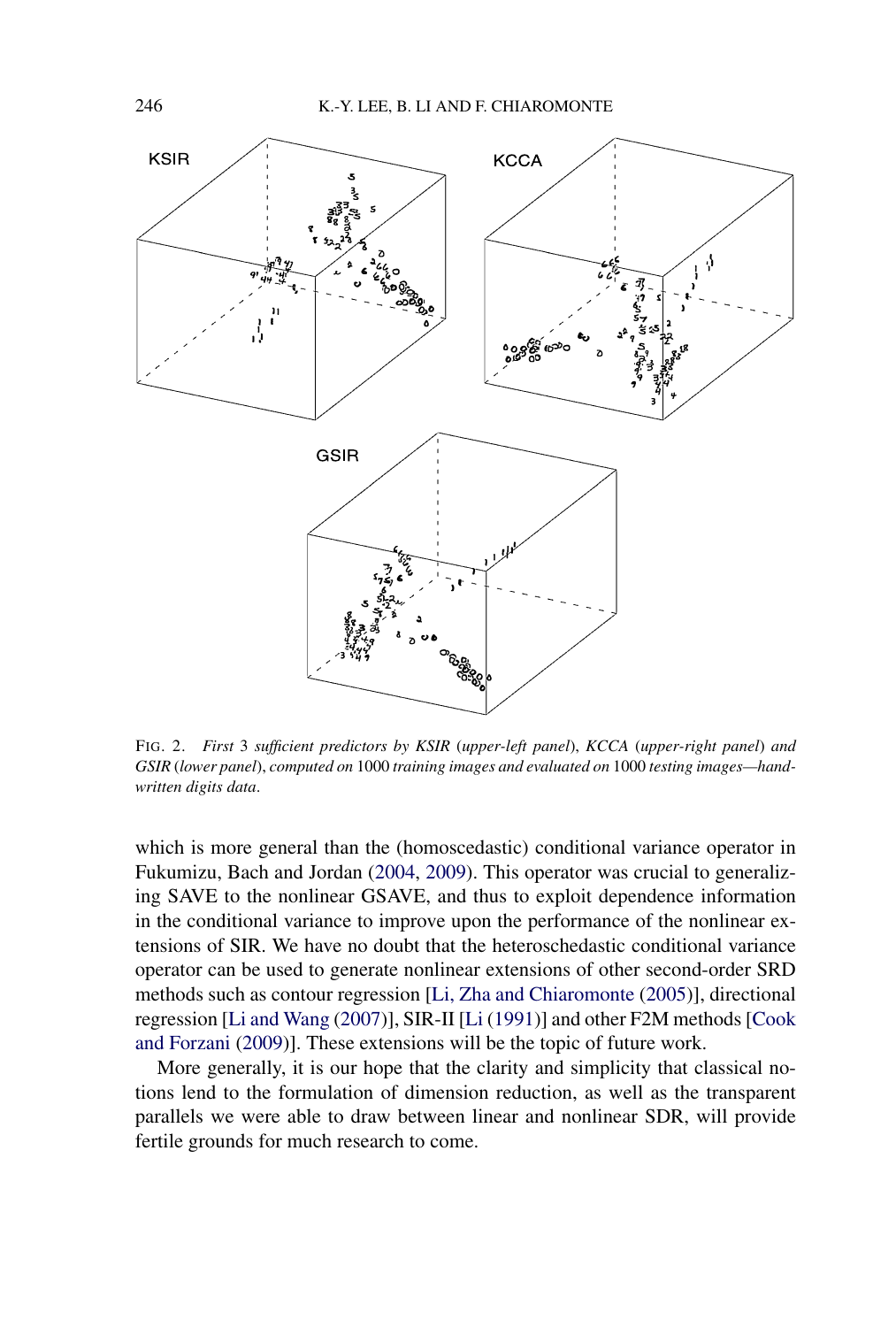FIG. 2. *First* 3 *sufficient predictors by KSIR* (*upper-left panel*), *KCCA* (*upper-right panel*) *and GSIR* (*lower panel*), *computed on* 1000 *training images and evaluated on* 1000 *testing images—handwritten digits data*.

which is more general than the (homoscedastic) conditional variance operator in Fukumizu, Bach and Jordan (2004, 2009). This operator was crucial to generalizing SAVE to the nonlinear GSAVE, and thus to exploit dependence information in the conditional variance to improve upon the performance of the nonlinear extensions of SIR. We have no doubt that the heteroschedastic conditional variance operator can be used to generate nonlinear extensions of other second-order SRD methods such as contour regression [Li, Zha and Chiaromonte (2005)], directional regression [Li and Wang (2007)], SIR-II [Li (1991)] and other F2M methods [Cook and Forzani (2009)]. These extensions will be the topic of future work.

More generally, it is our hope that the clarity and simplicity that classical notions lend to the formulation of dimension reduction, as well as the transparent parallels we were able to draw between linear and nonlinear SDR, will provide fertile grounds for much research to come.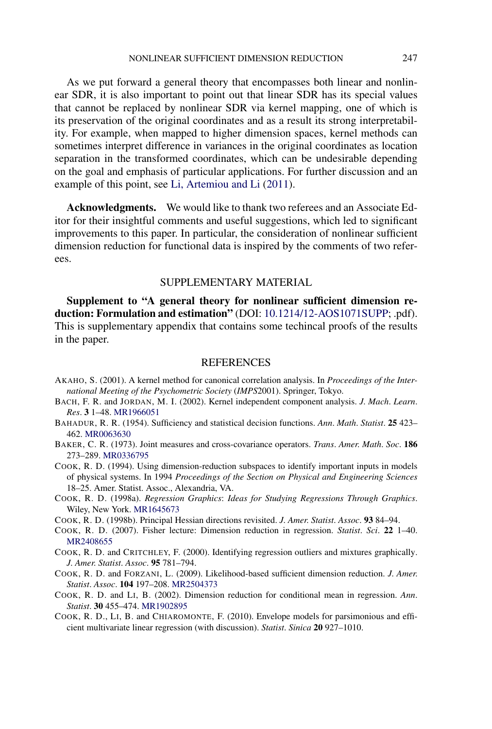As we put forward a general theory that encompasses both linear and nonlinear SDR, it is also important to point out that linear SDR has its special values that cannot be replaced by nonlinear SDR via kernel mapping, one of which is its preservation of the original coordinates and as a result its strong interpretability. For example, when mapped to higher dimension spaces, kernel methods can sometimes interpret difference in variances in the original coordinates as location separation in the transformed coordinates, which can be undesirable depending on the goal and emphasis of particular applications. For further discussion and an example of this point, see Li, Artemiou and Li (2011).

**Acknowledgments.** We would like to thank two referees and an Associate Editor for their insightful comments and useful suggestions, which led to significant improvements to this paper. In particular, the consideration of nonlinear sufficient dimension reduction for functional data is inspired by the comments of two referees.

## SUPPLEMENTARY MATERIAL

**Supplement to "A general theory for nonlinear sufficient dimension reduction: Formulation and estimation"** (DOI: 10.1214/12-AOS1071SUPP; .pdf). This is supplementary appendix that contains some techincal proofs of the results in the paper.

## REFERENCES

AKAHO, S. (2001). A kernel method for canonical correlation analysis. In *Proceedings of the International Meeting of the Psychometric Society* (*IMPS*2001). Springer, Tokyo.

BACH, F. R. and JORDAN, M. I. (2002). Kernel independent component analysis. *J. Mach. Learn. Res.* **3** 1–48. MR1966051

BAHADUR, R. R. (1954). Sufficiency and statistical decision functions. *Ann. Math. Statist.* **25** 423–462. MR0063630

BAKER, C. R. (1973). Joint measures and cross-covariance operators. *Trans. Amer. Math. Soc.* **186** 273–289. MR0336795

COOK, R. D. (1994). Using dimension-reduction subspaces to identify important inputs in models of physical systems. In 1994 *Proceedings of the Section on Physical and Engineering Sciences* 18–25. Amer. Statist. Assoc., Alexandria, VA.

COOK, R. D. (1998a). *Regression Graphics*: *Ideas for Studying Regressions Through Graphics*. Wiley, New York. MR1645673

COOK, R. D. (1998b). Principal Hessian directions revisited. *J. Amer. Statist. Assoc.* **93** 84–94.

COOK, R. D. (2007). Fisher lecture: Dimension reduction in regression. *Statist. Sci.* **22** 1–40. MR2408655

COOK, R. D. and CRITCHLEY, F. (2000). Identifying regression outliers and mixtures graphically. *J. Amer. Statist. Assoc.* **95** 781–794.

COOK, R. D. and FORZANI, L. (2009). Likelihood-based sufficient dimension reduction. *J. Amer. Statist. Assoc.* **104** 197–208. MR2504373

COOK, R. D. and LI, B. (2002). Dimension reduction for conditional mean in regression. *Ann. Statist.* **30** 455–474. MR1902895

COOK, R. D., LI, B. and CHIAROMONTE, F. (2010). Envelope models for parsimonious and efficient multivariate linear regression (with discussion). *Statist. Sinica* **20** 927–1010.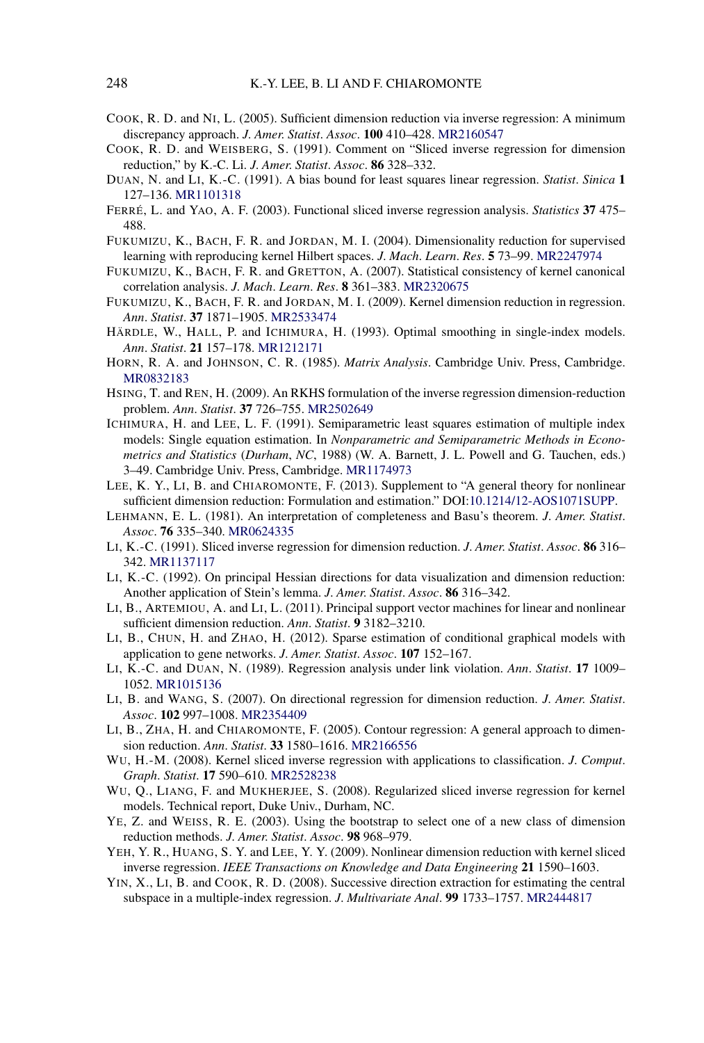COOK, R. D. and NI, L. (2005). Sufficient dimension reduction via inverse regression: A minimum discrepancy approach. *J. Amer. Statist. Assoc.* **100** 410–428. MR2160547

COOK, R. D. and WEISBERG, S. (1991). Comment on "Sliced inverse regression for dimension reduction," by K.-C. Li. *J. Amer. Statist. Assoc.* **86** 328–332.

DUAN, N. and LI, K.-C. (1991). A bias bound for least squares linear regression. *Statist. Sinica* **1** 127–136. MR1101318

FERRÉ, L. and YAO, A. F. (2003). Functional sliced inverse regression analysis. *Statistics* **37** 475–488.

FUKUMIZU, K., BACH, F. R. and JORDAN, M. I. (2004). Dimensionality reduction for supervised learning with reproducing kernel Hilbert spaces. *J. Mach. Learn. Res.* **5** 73–99. MR2247974

FUKUMIZU, K., BACH, F. R. and GRETTON, A. (2007). Statistical consistency of kernel canonical correlation analysis. *J. Mach. Learn. Res.* **8** 361–383. MR2320675

FUKUMIZU, K., BACH, F. R. and JORDAN, M. I. (2009). Kernel dimension reduction in regression. *Ann. Statist.* **37** 1871–1905. MR2533474

HÄRDLE, W., HALL, P. and ICHIMURA, H. (1993). Optimal smoothing in single-index models. *Ann. Statist.* **21** 157–178. MR1212171

HORN, R. A. and JOHNSON, C. R. (1985). *Matrix Analysis*. Cambridge Univ. Press, Cambridge. MR0832183

HSING, T. and REN, H. (2009). An RKHS formulation of the inverse regression dimension-reduction problem. *Ann. Statist.* **37** 726–755. MR2502649

ICHIMURA, H. and LEE, L. F. (1991). Semiparametric least squares estimation of multiple index models: Single equation estimation. In *Nonparametric and Semiparametric Methods in Econometrics and Statistics* (*Durham*, *NC*, 1988) (W. A. Barnett, J. L. Powell and G. Tauchen, eds.) 3–49. Cambridge Univ. Press, Cambridge. MR1174973

LEE, K. Y., LI, B. and CHIAROMONTE, F. (2013). Supplement to "A general theory for nonlinear sufficient dimension reduction: Formulation and estimation." DOI:10.1214/12-AOS1071SUPP.

LEHMANN, E. L. (1981). An interpretation of completeness and Basu's theorem. *J. Amer. Statist. Assoc.* **76** 335–340. MR0624335

LI, K.-C. (1991). Sliced inverse regression for dimension reduction. *J. Amer. Statist. Assoc.* **86** 316–342. MR1137117

LI, K.-C. (1992). On principal Hessian directions for data visualization and dimension reduction: Another application of Stein's lemma. *J. Amer. Statist. Assoc.* **86** 316–342.

LI, B., ARTEMIOU, A. and LI, L. (2011). Principal support vector machines for linear and nonlinear sufficient dimension reduction. *Ann. Statist.* **9** 3182–3210.

LI, B., CHUN, H. and ZHAO, H. (2012). Sparse estimation of conditional graphical models with application to gene networks. *J. Amer. Statist. Assoc.* **107** 152–167.

LI, K.-C. and DUAN, N. (1989). Regression analysis under link violation. *Ann. Statist.* **17** 1009–1052. MR1015136

LI, B. and WANG, S. (2007). On directional regression for dimension reduction. *J. Amer. Statist. Assoc.* **102** 997–1008. MR2354409

LI, B., ZHA, H. and CHIAROMONTE, F. (2005). Contour regression: A general approach to dimension reduction. *Ann. Statist.* **33** 1580–1616. MR2166556

WU, H.-M. (2008). Kernel sliced inverse regression with applications to classification. *J. Comput. Graph. Statist.* **17** 590–610. MR2528238

WU, Q., LIANG, F. and MUKHERJEE, S. (2008). Regularized sliced inverse regression for kernel models. Technical report, Duke Univ., Durham, NC.

YE, Z. and WEISS, R. E. (2003). Using the bootstrap to select one of a new class of dimension reduction methods. *J. Amer. Statist. Assoc.* **98** 968–979.

YEH, Y. R., HUANG, S. Y. and LEE, Y. Y. (2009). Nonlinear dimension reduction with kernel sliced inverse regression. *IEEE Transactions on Knowledge and Data Engineering* **21** 1590–1603.

YIN, X., LI, B. and COOK, R. D. (2008). Successive direction extraction for estimating the central subspace in a multiple-index regression. *J. Multivariate Anal.* **99** 1733–1757. MR2444817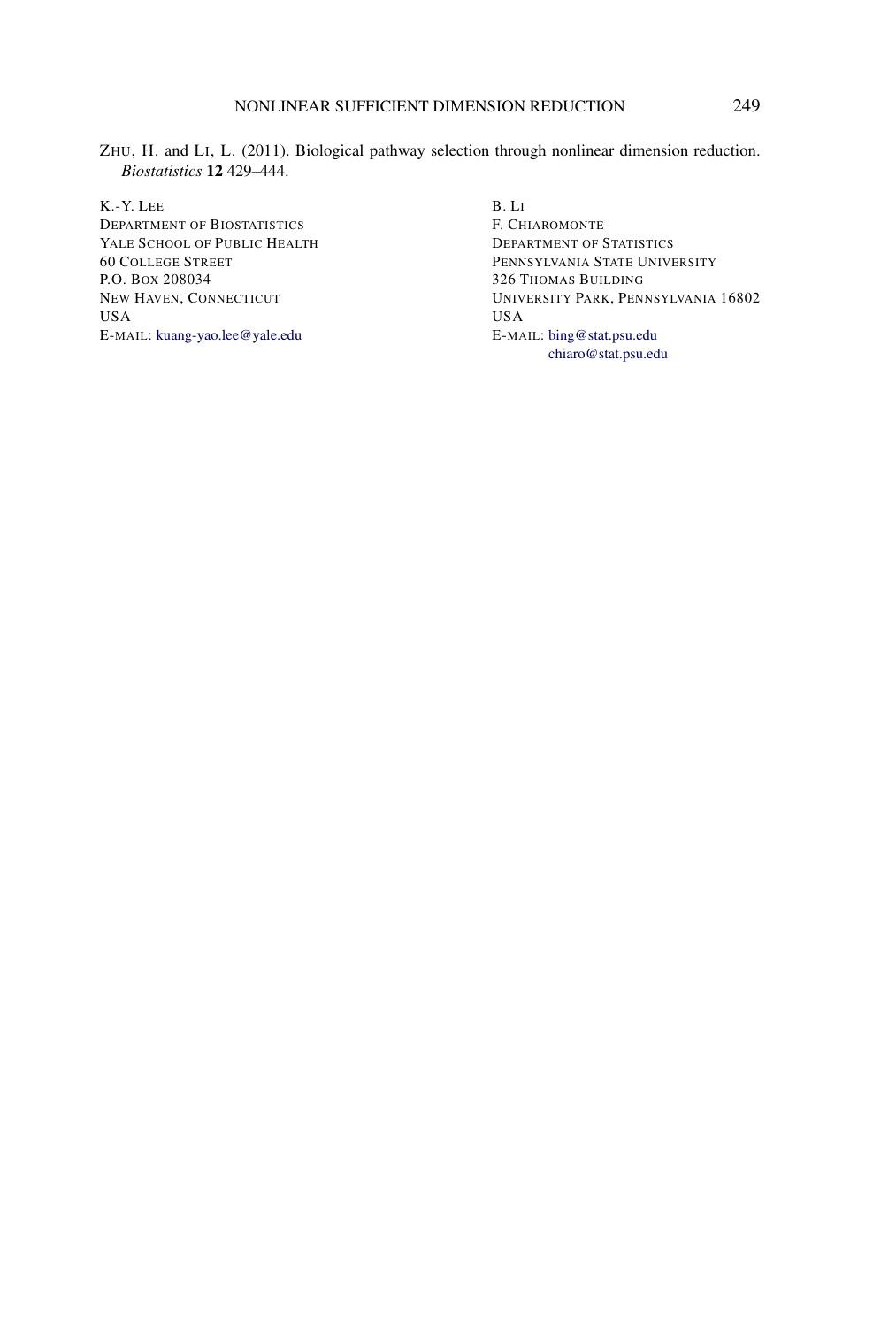ZHU, H. and LI, L. (2011). Biological pathway selection through nonlinear dimension reduction. *Biostatistics* **12** 429–444.

K.-Y. LEE
DEPARTMENT OF BIOSTATISTICS
YALE SCHOOL OF PUBLIC HEALTH
60 COLLEGE STREET
P.O. BOX 208034
NEW HAVEN, CONNECTICUT
USA
E-MAIL: kuang-yao.lee@yale.edu

B. LI
F. CHIAROMONTE
DEPARTMENT OF STATISTICS
PENNSYLVANIA STATE UNIVERSITY
326 THOMAS BUILDING
UNIVERSITY PARK, PENNSYLVANIA 16802
USA
E-MAIL: bing@stat.psu.edu
chiaro@stat.psu.edu